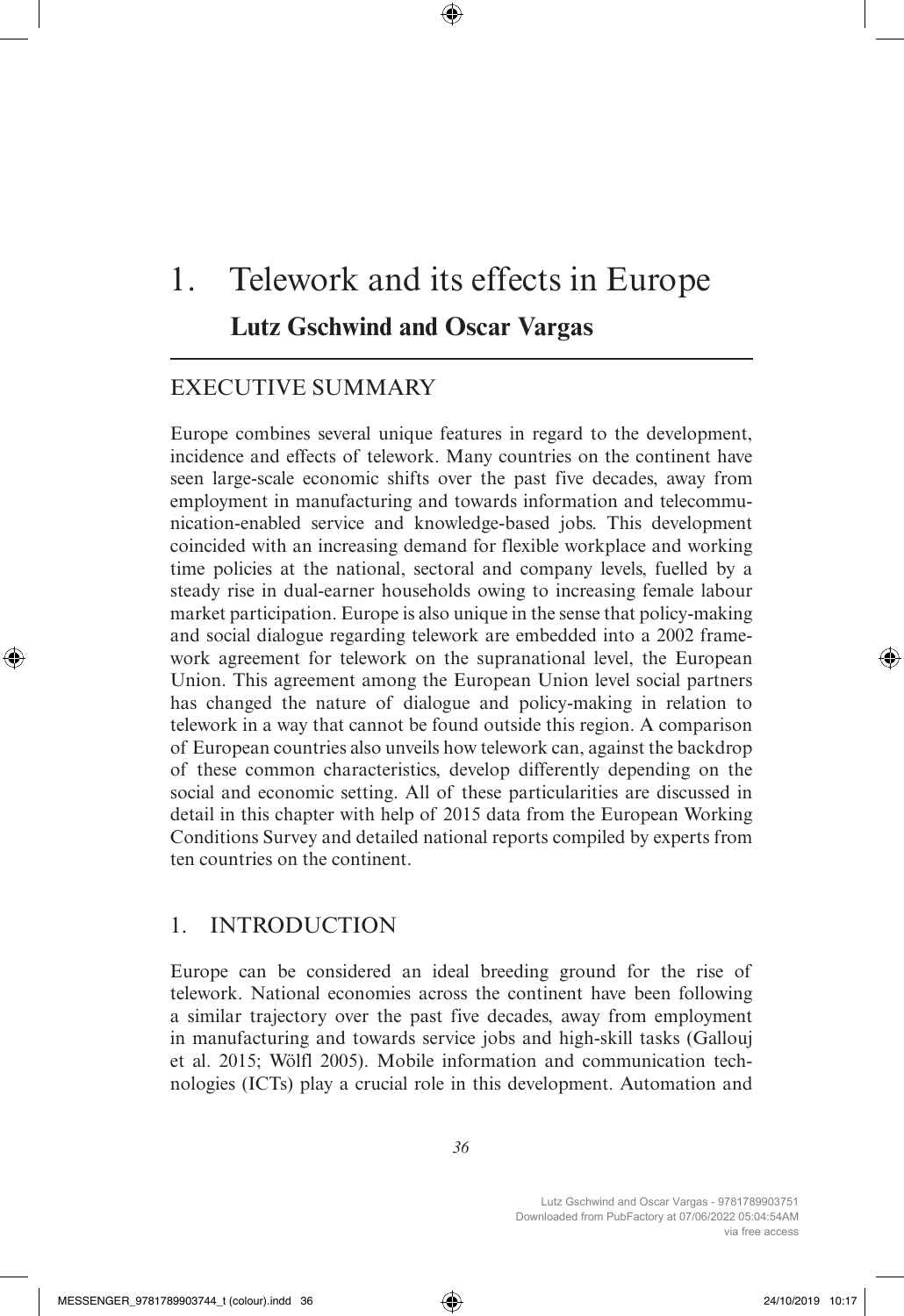# 1. Telework and its effects in Europe

**Lutz Gschwind and Oscar Vargas**

## EXECUTIVE SUMMARY

Europe combines several unique features in regard to the development, incidence and effects of telework. Many countries on the continent have seen large-scale economic shifts over the past five decades, away from employment in manufacturing and towards information and telecommunication-enabled service and knowledge-based jobs. This development coincided with an increasing demand for flexible workplace and working time policies at the national, sectoral and company levels, fuelled by a steady rise in dual-earner households owing to increasing female labour market participation. Europe is also unique in the sense that policy-making and social dialogue regarding telework are embedded into a 2002 framework agreement for telework on the supranational level, the European Union. This agreement among the European Union level social partners has changed the nature of dialogue and policy-making in relation to telework in a way that cannot be found outside this region. A comparison of European countries also unveils how telework can, against the backdrop of these common characteristics, develop differently depending on the social and economic setting. All of these particularities are discussed in detail in this chapter with help of 2015 data from the European Working Conditions Survey and detailed national reports compiled by experts from ten countries on the continent.

## 1. INTRODUCTION

Europe can be considered an ideal breeding ground for the rise of telework. National economies across the continent have been following a similar trajectory over the past five decades, away from employment in manufacturing and towards service jobs and high-skill tasks (Gallouj et al. 2015; Wölfl 2005). Mobile information and communication technologies (ICTs) play a crucial role in this development. Automation and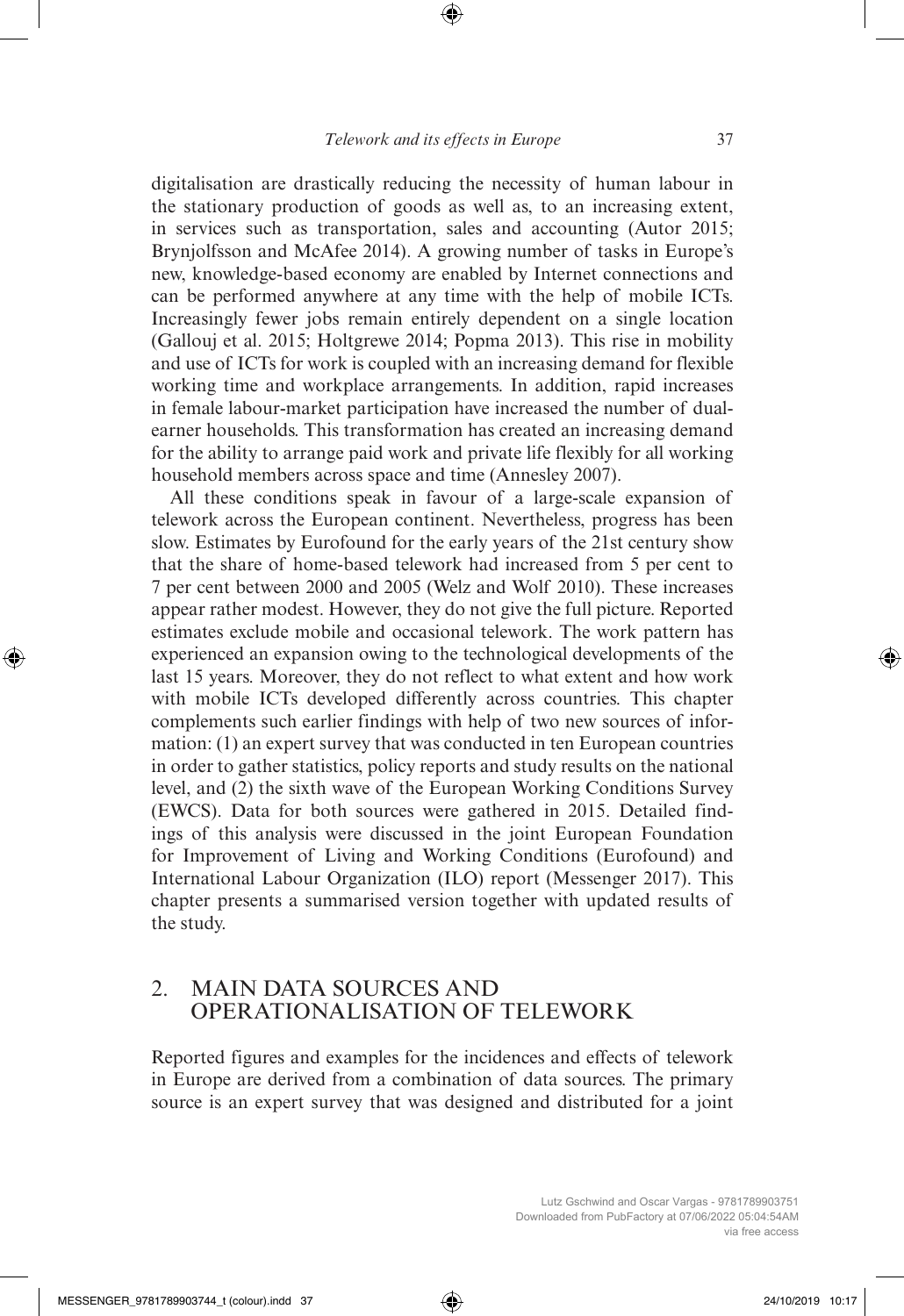digitalisation are drastically reducing the necessity of human labour in the stationary production of goods as well as, to an increasing extent, in services such as transportation, sales and accounting (Autor 2015; Brynjolfsson and McAfee 2014). A growing number of tasks in Europe's new, knowledge-based economy are enabled by Internet connections and can be performed anywhere at any time with the help of mobile ICTs. Increasingly fewer jobs remain entirely dependent on a single location (Gallouj et al. 2015; Holtgrewe 2014; Popma 2013). This rise in mobility and use of ICTs for work is coupled with an increasing demand for flexible working time and workplace arrangements. In addition, rapid increases in female labour-market participation have increased the number of dual-earner households. This transformation has created an increasing demand for the ability to arrange paid work and private life flexibly for all working household members across space and time (Annesley 2007).

All these conditions speak in favour of a large-scale expansion of telework across the European continent. Nevertheless, progress has been slow. Estimates by Eurofound for the early years of the 21st century show that the share of home-based telework had increased from 5 per cent to 7 per cent between 2000 and 2005 (Welz and Wolf 2010). These increases appear rather modest. However, they do not give the full picture. Reported estimates exclude mobile and occasional telework. The work pattern has experienced an expansion owing to the technological developments of the last 15 years. Moreover, they do not reflect to what extent and how work with mobile ICTs developed differently across countries. This chapter complements such earlier findings with help of two new sources of information: (1) an expert survey that was conducted in ten European countries in order to gather statistics, policy reports and study results on the national level, and (2) the sixth wave of the European Working Conditions Survey (EWCS). Data for both sources were gathered in 2015. Detailed findings of this analysis were discussed in the joint European Foundation for Improvement of Living and Working Conditions (Eurofound) and International Labour Organization (ILO) report (Messenger 2017). This chapter presents a summarised version together with updated results of the study.

## 2. MAIN DATA SOURCES AND OPERATIONALISATION OF TELEWORK

Reported figures and examples for the incidences and effects of telework in Europe are derived from a combination of data sources. The primary source is an expert survey that was designed and distributed for a joint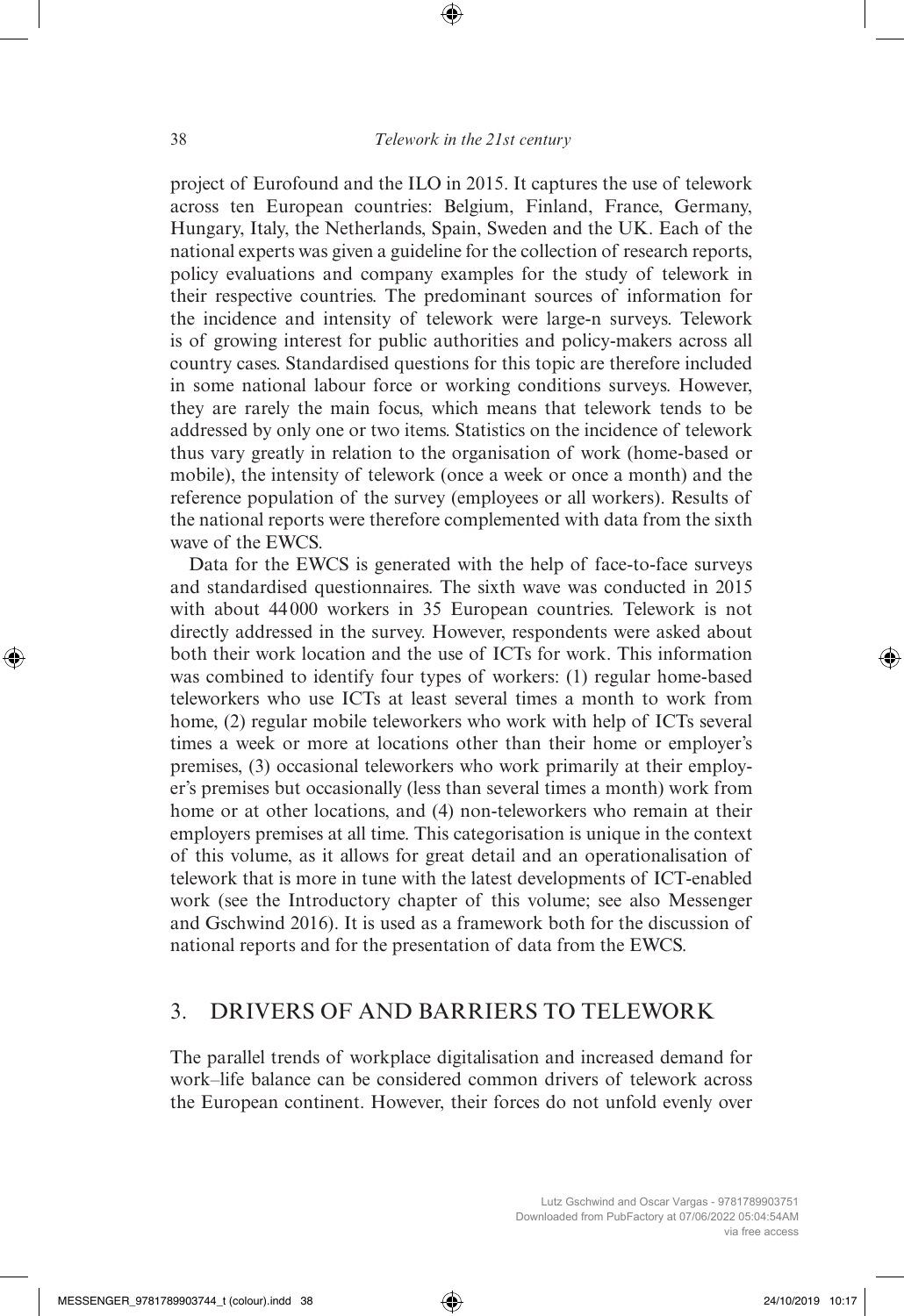project of Eurofound and the ILO in 2015. It captures the use of telework across ten European countries: Belgium, Finland, France, Germany, Hungary, Italy, the Netherlands, Spain, Sweden and the UK. Each of the national experts was given a guideline for the collection of research reports, policy evaluations and company examples for the study of telework in their respective countries. The predominant sources of information for the incidence and intensity of telework were large-n surveys. Telework is of growing interest for public authorities and policy-makers across all country cases. Standardised questions for this topic are therefore included in some national labour force or working conditions surveys. However, they are rarely the main focus, which means that telework tends to be addressed by only one or two items. Statistics on the incidence of telework thus vary greatly in relation to the organisation of work (home-based or mobile), the intensity of telework (once a week or once a month) and the reference population of the survey (employees or all workers). Results of the national reports were therefore complemented with data from the sixth wave of the EWCS.

Data for the EWCS is generated with the help of face-to-face surveys and standardised questionnaires. The sixth wave was conducted in 2015 with about 44 000 workers in 35 European countries. Telework is not directly addressed in the survey. However, respondents were asked about both their work location and the use of ICTs for work. This information was combined to identify four types of workers: (1) regular home-based teleworkers who use ICTs at least several times a month to work from home, (2) regular mobile teleworkers who work with help of ICTs several times a week or more at locations other than their home or employer's premises, (3) occasional teleworkers who work primarily at their employer's premises but occasionally (less than several times a month) work from home or at other locations, and (4) non-teleworkers who remain at their employers premises at all time. This categorisation is unique in the context of this volume, as it allows for great detail and an operationalisation of telework that is more in tune with the latest developments of ICT-enabled work (see the Introductory chapter of this volume; see also Messenger and Gschwind 2016). It is used as a framework both for the discussion of national reports and for the presentation of data from the EWCS.

## 3. DRIVERS OF AND BARRIERS TO TELEWORK

The parallel trends of workplace digitalisation and increased demand for work–life balance can be considered common drivers of telework across the European continent. However, their forces do not unfold evenly over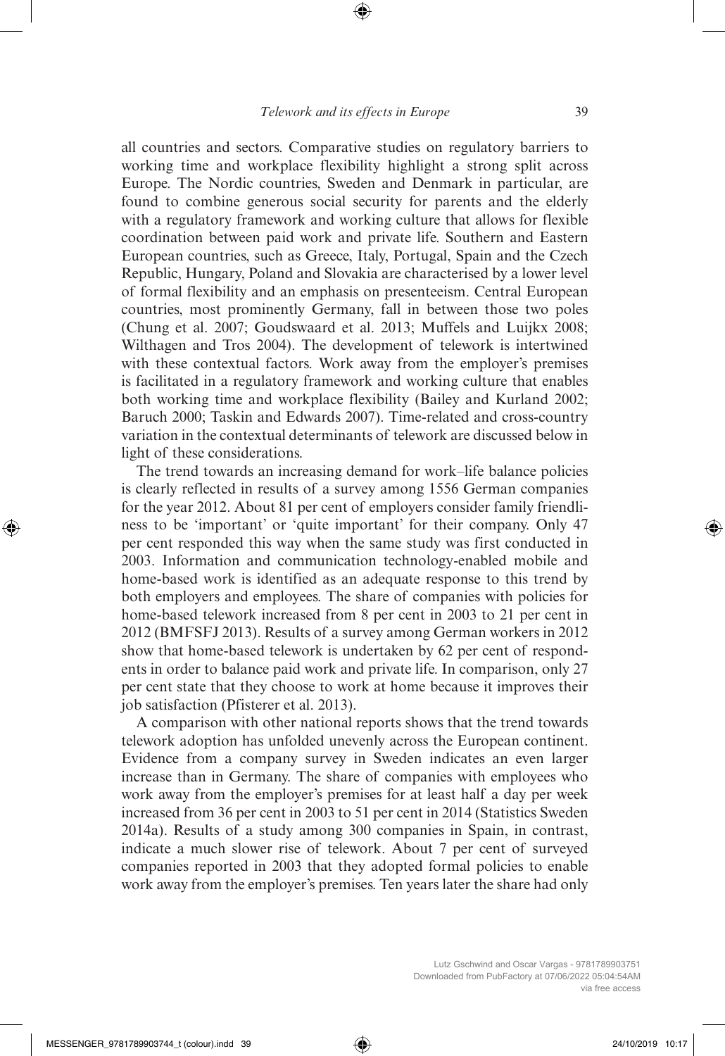all countries and sectors. Comparative studies on regulatory barriers to working time and workplace flexibility highlight a strong split across Europe. The Nordic countries, Sweden and Denmark in particular, are found to combine generous social security for parents and the elderly with a regulatory framework and working culture that allows for flexible coordination between paid work and private life. Southern and Eastern European countries, such as Greece, Italy, Portugal, Spain and the Czech Republic, Hungary, Poland and Slovakia are characterised by a lower level of formal flexibility and an emphasis on presenteeism. Central European countries, most prominently Germany, fall in between those two poles (Chung et al. 2007; Goudswaard et al. 2013; Muffels and Luijkx 2008; Wilthagen and Tros 2004). The development of telework is intertwined with these contextual factors. Work away from the employer's premises is facilitated in a regulatory framework and working culture that enables both working time and workplace flexibility (Bailey and Kurland 2002; Baruch 2000; Taskin and Edwards 2007). Time-related and cross-country variation in the contextual determinants of telework are discussed below in light of these considerations.

The trend towards an increasing demand for work–life balance policies is clearly reflected in results of a survey among 1556 German companies for the year 2012. About 81 per cent of employers consider family friendliness to be 'important' or 'quite important' for their company. Only 47 per cent responded this way when the same study was first conducted in 2003. Information and communication technology-enabled mobile and home-based work is identified as an adequate response to this trend by both employers and employees. The share of companies with policies for home-based telework increased from 8 per cent in 2003 to 21 per cent in 2012 (BMFSFJ 2013). Results of a survey among German workers in 2012 show that home-based telework is undertaken by 62 per cent of respondents in order to balance paid work and private life. In comparison, only 27 per cent state that they choose to work at home because it improves their job satisfaction (Pfisterer et al. 2013).

A comparison with other national reports shows that the trend towards telework adoption has unfolded unevenly across the European continent. Evidence from a company survey in Sweden indicates an even larger increase than in Germany. The share of companies with employees who work away from the employer's premises for at least half a day per week increased from 36 per cent in 2003 to 51 per cent in 2014 (Statistics Sweden 2014a). Results of a study among 300 companies in Spain, in contrast, indicate a much slower rise of telework. About 7 per cent of surveyed companies reported in 2003 that they adopted formal policies to enable work away from the employer's premises. Ten years later the share had only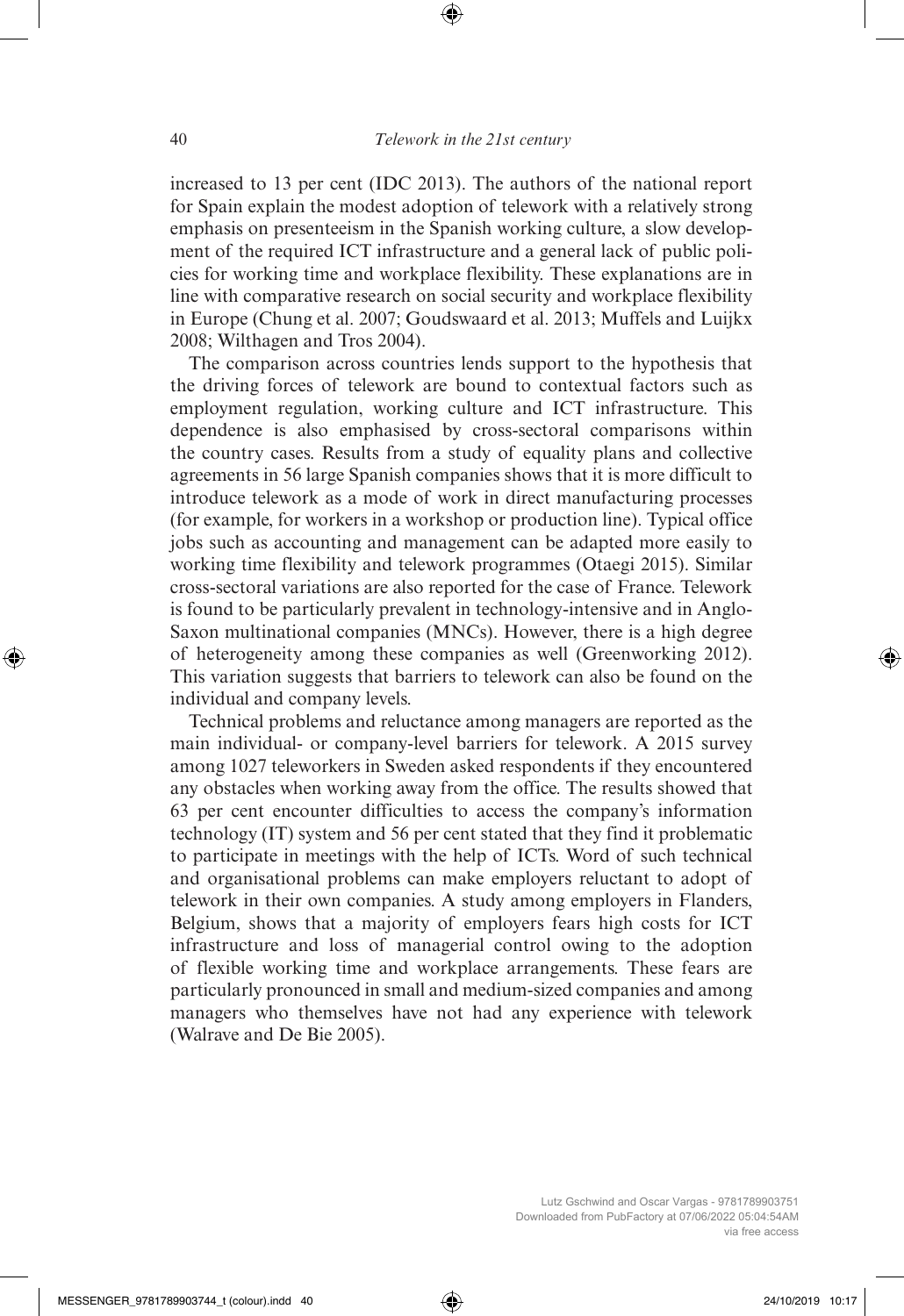increased to 13 per cent (IDC 2013). The authors of the national report for Spain explain the modest adoption of telework with a relatively strong emphasis on presenteeism in the Spanish working culture, a slow development of the required ICT infrastructure and a general lack of public policies for working time and workplace flexibility. These explanations are in line with comparative research on social security and workplace flexibility in Europe (Chung et al. 2007; Goudswaard et al. 2013; Muffels and Luijkx 2008; Wilthagen and Tros 2004).

The comparison across countries lends support to the hypothesis that the driving forces of telework are bound to contextual factors such as employment regulation, working culture and ICT infrastructure. This dependence is also emphasised by cross-sectoral comparisons within the country cases. Results from a study of equality plans and collective agreements in 56 large Spanish companies shows that it is more difficult to introduce telework as a mode of work in direct manufacturing processes (for example, for workers in a workshop or production line). Typical office jobs such as accounting and management can be adapted more easily to working time flexibility and telework programmes (Otaegi 2015). Similar cross-sectoral variations are also reported for the case of France. Telework is found to be particularly prevalent in technology-intensive and in Anglo-Saxon multinational companies (MNCs). However, there is a high degree of heterogeneity among these companies as well (Greenworking 2012). This variation suggests that barriers to telework can also be found on the individual and company levels.

Technical problems and reluctance among managers are reported as the main individual- or company-level barriers for telework. A 2015 survey among 1027 teleworkers in Sweden asked respondents if they encountered any obstacles when working away from the office. The results showed that 63 per cent encounter difficulties to access the company's information technology (IT) system and 56 per cent stated that they find it problematic to participate in meetings with the help of ICTs. Word of such technical and organisational problems can make employers reluctant to adopt of telework in their own companies. A study among employers in Flanders, Belgium, shows that a majority of employers fears high costs for ICT infrastructure and loss of managerial control owing to the adoption of flexible working time and workplace arrangements. These fears are particularly pronounced in small and medium-sized companies and among managers who themselves have not had any experience with telework (Walrave and De Bie 2005).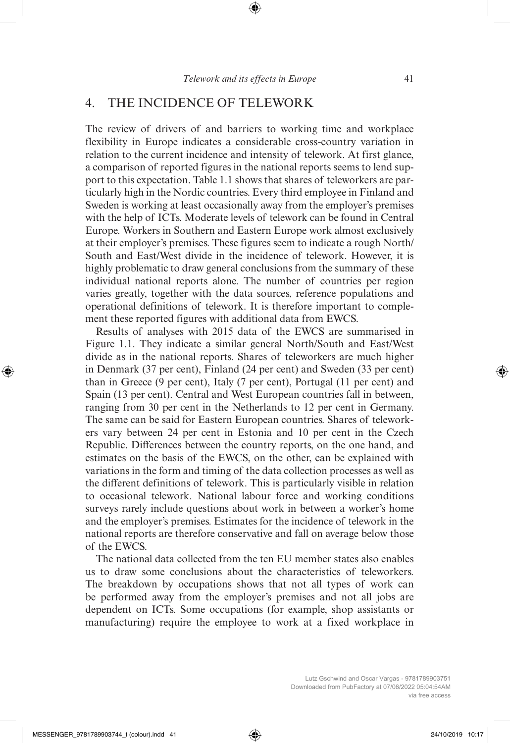## 4. THE INCIDENCE OF TELEWORK

The review of drivers of and barriers to working time and workplace flexibility in Europe indicates a considerable cross-country variation in relation to the current incidence and intensity of telework. At first glance, a comparison of reported figures in the national reports seems to lend support to this expectation. Table 1.1 shows that shares of teleworkers are particularly high in the Nordic countries. Every third employee in Finland and Sweden is working at least occasionally away from the employer's premises with the help of ICTs. Moderate levels of telework can be found in Central Europe. Workers in Southern and Eastern Europe work almost exclusively at their employer's premises. These figures seem to indicate a rough North/South and East/West divide in the incidence of telework. However, it is highly problematic to draw general conclusions from the summary of these individual national reports alone. The number of countries per region varies greatly, together with the data sources, reference populations and operational definitions of telework. It is therefore important to complement these reported figures with additional data from EWCS.

Results of analyses with 2015 data of the EWCS are summarised in Figure 1.1. They indicate a similar general North/South and East/West divide as in the national reports. Shares of teleworkers are much higher in Denmark (37 per cent), Finland (24 per cent) and Sweden (33 per cent) than in Greece (9 per cent), Italy (7 per cent), Portugal (11 per cent) and Spain (13 per cent). Central and West European countries fall in between, ranging from 30 per cent in the Netherlands to 12 per cent in Germany. The same can be said for Eastern European countries. Shares of teleworkers vary between 24 per cent in Estonia and 10 per cent in the Czech Republic. Differences between the country reports, on the one hand, and estimates on the basis of the EWCS, on the other, can be explained with variations in the form and timing of the data collection processes as well as the different definitions of telework. This is particularly visible in relation to occasional telework. National labour force and working conditions surveys rarely include questions about work in between a worker's home and the employer's premises. Estimates for the incidence of telework in the national reports are therefore conservative and fall on average below those of the EWCS.

The national data collected from the ten EU member states also enables us to draw some conclusions about the characteristics of teleworkers. The breakdown by occupations shows that not all types of work can be performed away from the employer's premises and not all jobs are dependent on ICTs. Some occupations (for example, shop assistants or manufacturing) require the employee to work at a fixed workplace in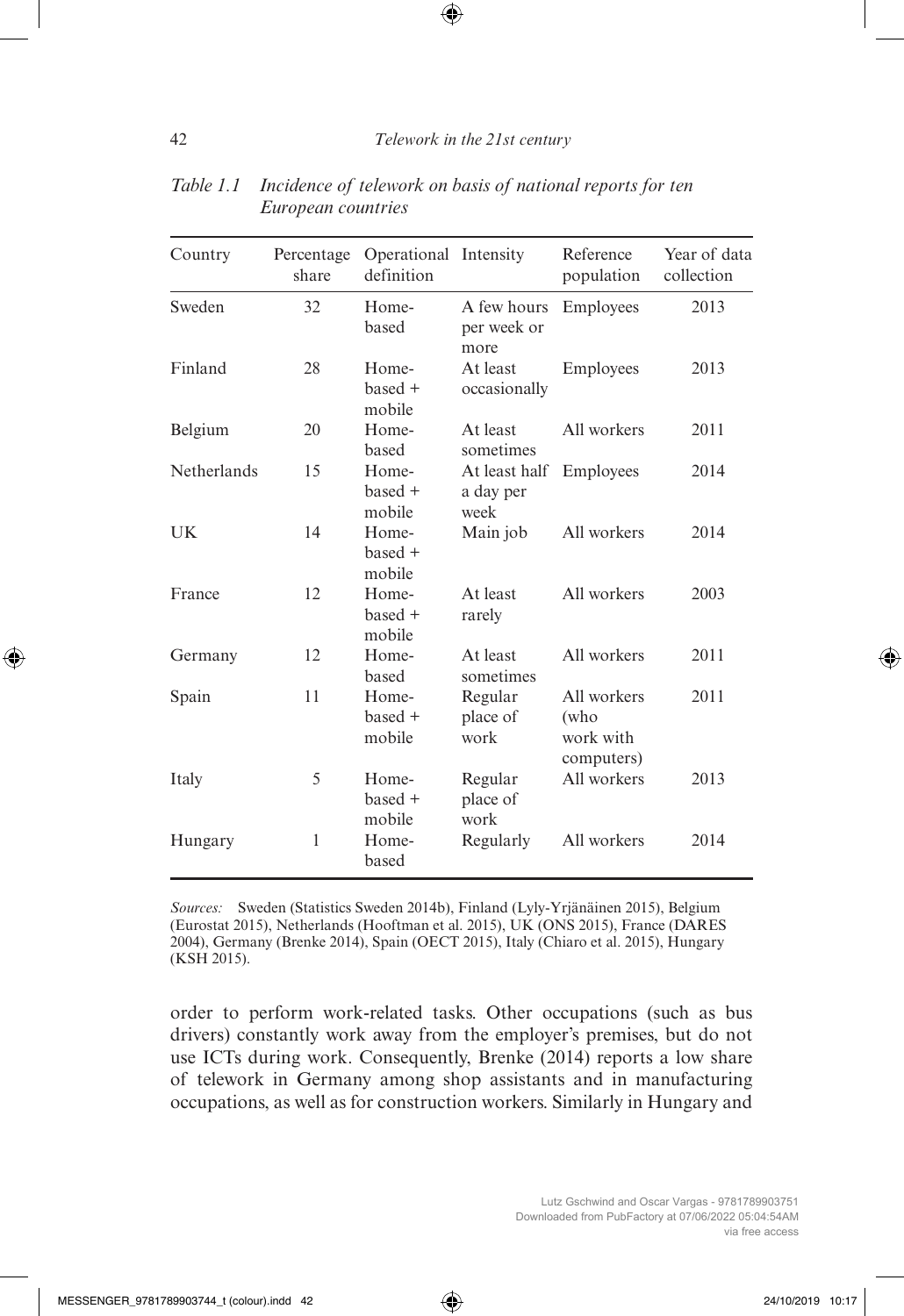*Table 1.1 Incidence of telework on basis of national reports for ten European countries*

| Country | Percentage share | Operational definition | Intensity | Reference population | Year of data collection |
|---|---|---|---|---|---|
| Sweden | 32 | Home-based | A few hours per week or more | Employees | 2013 |
| Finland | 28 | Home-based + mobile | At least occasionally | Employees | 2013 |
| Belgium | 20 | Home-based | At least sometimes | All workers | 2011 |
| Netherlands | 15 | Home-based + mobile | At least half a day per week | Employees | 2014 |
| UK | 14 | Home-based + mobile | Main job | All workers | 2014 |
| France | 12 | Home-based + mobile | At least rarely | All workers | 2003 |
| Germany | 12 | Home-based | At least sometimes | All workers | 2011 |
| Spain | 11 | Home-based + mobile | Regular place of work | All workers (who work with computers) | 2011 |
| Italy | 5 | Home-based + mobile | Regular place of work | All workers | 2013 |
| Hungary | 1 | Home-based | Regularly | All workers | 2014 |

*Sources:* Sweden (Statistics Sweden 2014b), Finland (Lyly-Yrjänäinen 2015), Belgium (Eurostat 2015), Netherlands (Hooftman et al. 2015), UK (ONS 2015), France (DARES 2004), Germany (Brenke 2014), Spain (OECT 2015), Italy (Chiaro et al. 2015), Hungary (KSH 2015).

order to perform work-related tasks. Other occupations (such as bus drivers) constantly work away from the employer's premises, but do not use ICTs during work. Consequently, Brenke (2014) reports a low share of telework in Germany among shop assistants and in manufacturing occupations, as well as for construction workers. Similarly in Hungary and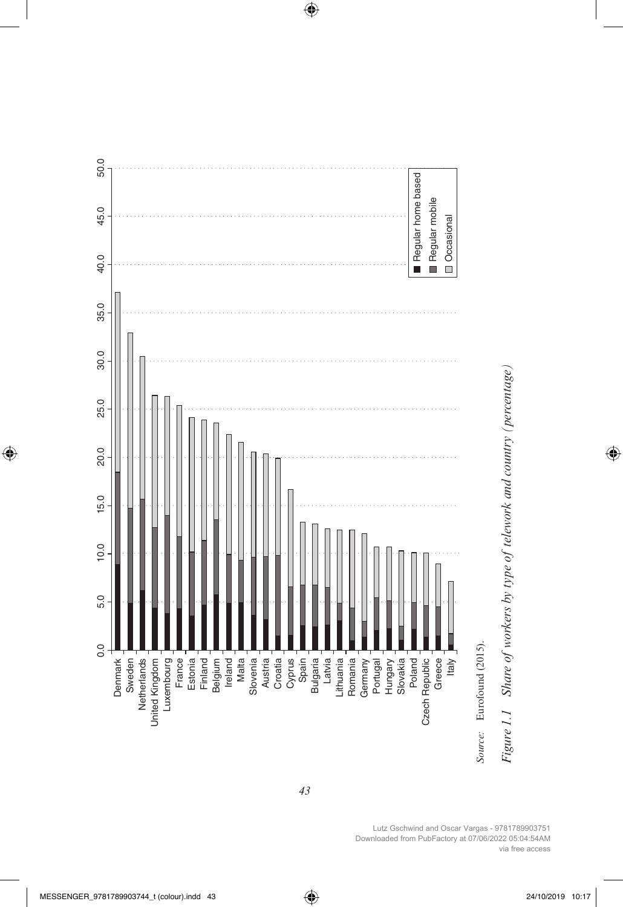*Source:* Eurofound (2015).

*Figure 1.1 Share of workers by type of telework and country (percentage)*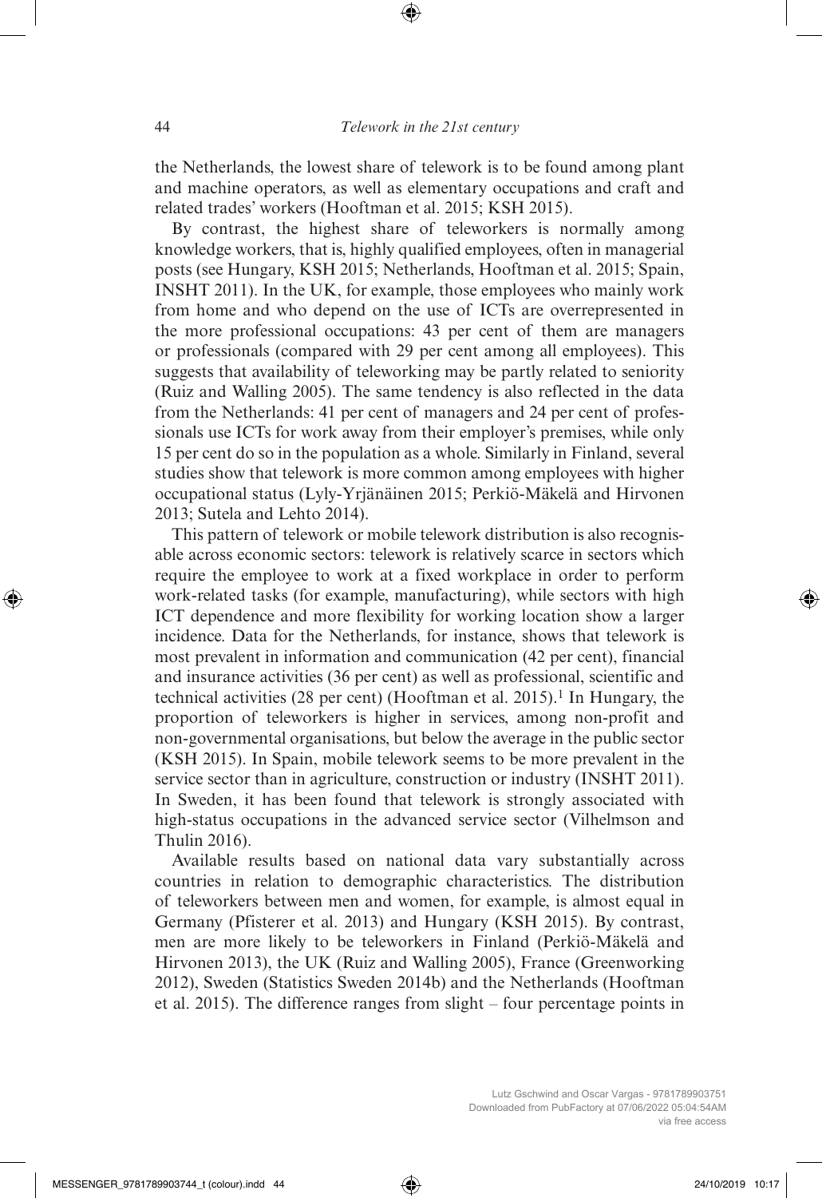the Netherlands, the lowest share of telework is to be found among plant and machine operators, as well as elementary occupations and craft and related trades' workers (Hooftman et al. 2015; KSH 2015).

By contrast, the highest share of teleworkers is normally among knowledge workers, that is, highly qualified employees, often in managerial posts (see Hungary, KSH 2015; Netherlands, Hooftman et al. 2015; Spain, INSHT 2011). In the UK, for example, those employees who mainly work from home and who depend on the use of ICTs are overrepresented in the more professional occupations: 43 per cent of them are managers or professionals (compared with 29 per cent among all employees). This suggests that availability of teleworking may be partly related to seniority (Ruiz and Walling 2005). The same tendency is also reflected in the data from the Netherlands: 41 per cent of managers and 24 per cent of professionals use ICTs for work away from their employer's premises, while only 15 per cent do so in the population as a whole. Similarly in Finland, several studies show that telework is more common among employees with higher occupational status (Lyly-Yrjänäinen 2015; Perkiö-Mäkelä and Hirvonen 2013; Sutela and Lehto 2014).

This pattern of telework or mobile telework distribution is also recognisable across economic sectors: telework is relatively scarce in sectors which require the employee to work at a fixed workplace in order to perform work-related tasks (for example, manufacturing), while sectors with high ICT dependence and more flexibility for working location show a larger incidence. Data for the Netherlands, for instance, shows that telework is most prevalent in information and communication (42 per cent), financial and insurance activities (36 per cent) as well as professional, scientific and technical activities (28 per cent) (Hooftman et al. 2015).[1] In Hungary, the proportion of teleworkers is higher in services, among non-profit and non-governmental organisations, but below the average in the public sector (KSH 2015). In Spain, mobile telework seems to be more prevalent in the service sector than in agriculture, construction or industry (INSHT 2011). In Sweden, it has been found that telework is strongly associated with high-status occupations in the advanced service sector (Vilhelmson and Thulin 2016).

Available results based on national data vary substantially across countries in relation to demographic characteristics. The distribution of teleworkers between men and women, for example, is almost equal in Germany (Pfisterer et al. 2013) and Hungary (KSH 2015). By contrast, men are more likely to be teleworkers in Finland (Perkiö-Mäkelä and Hirvonen 2013), the UK (Ruiz and Walling 2005), France (Greenworking 2012), Sweden (Statistics Sweden 2014b) and the Netherlands (Hooftman et al. 2015). The difference ranges from slight – four percentage points in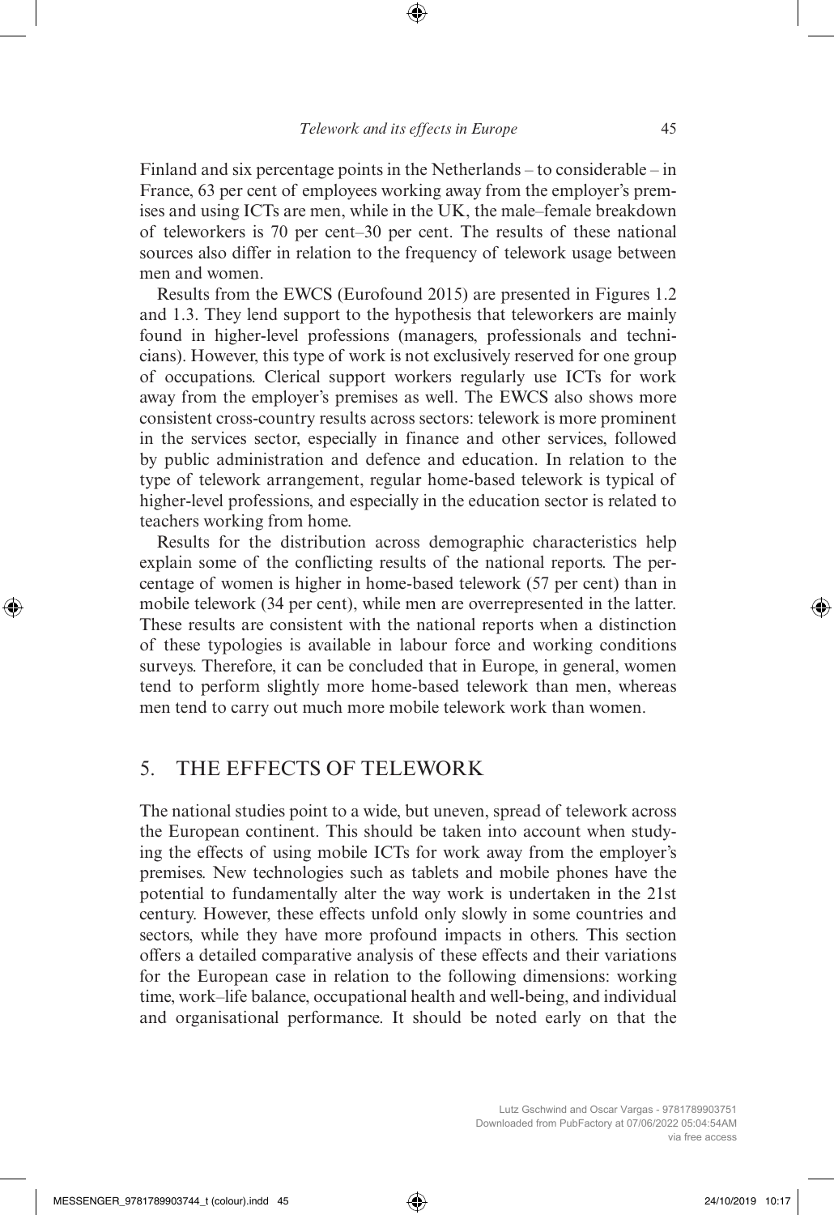Finland and six percentage points in the Netherlands – to considerable – in France, 63 per cent of employees working away from the employer's premises and using ICTs are men, while in the UK, the male–female breakdown of teleworkers is 70 per cent–30 per cent. The results of these national sources also differ in relation to the frequency of telework usage between men and women.

Results from the EWCS (Eurofound 2015) are presented in Figures 1.2 and 1.3. They lend support to the hypothesis that teleworkers are mainly found in higher-level professions (managers, professionals and technicians). However, this type of work is not exclusively reserved for one group of occupations. Clerical support workers regularly use ICTs for work away from the employer's premises as well. The EWCS also shows more consistent cross-country results across sectors: telework is more prominent in the services sector, especially in finance and other services, followed by public administration and defence and education. In relation to the type of telework arrangement, regular home-based telework is typical of higher-level professions, and especially in the education sector is related to teachers working from home.

Results for the distribution across demographic characteristics help explain some of the conflicting results of the national reports. The percentage of women is higher in home-based telework (57 per cent) than in mobile telework (34 per cent), while men are overrepresented in the latter. These results are consistent with the national reports when a distinction of these typologies is available in labour force and working conditions surveys. Therefore, it can be concluded that in Europe, in general, women tend to perform slightly more home-based telework than men, whereas men tend to carry out much more mobile telework work than women.

## 5. THE EFFECTS OF TELEWORK

The national studies point to a wide, but uneven, spread of telework across the European continent. This should be taken into account when studying the effects of using mobile ICTs for work away from the employer's premises. New technologies such as tablets and mobile phones have the potential to fundamentally alter the way work is undertaken in the 21st century. However, these effects unfold only slowly in some countries and sectors, while they have more profound impacts in others. This section offers a detailed comparative analysis of these effects and their variations for the European case in relation to the following dimensions: working time, work–life balance, occupational health and well-being, and individual and organisational performance. It should be noted early on that the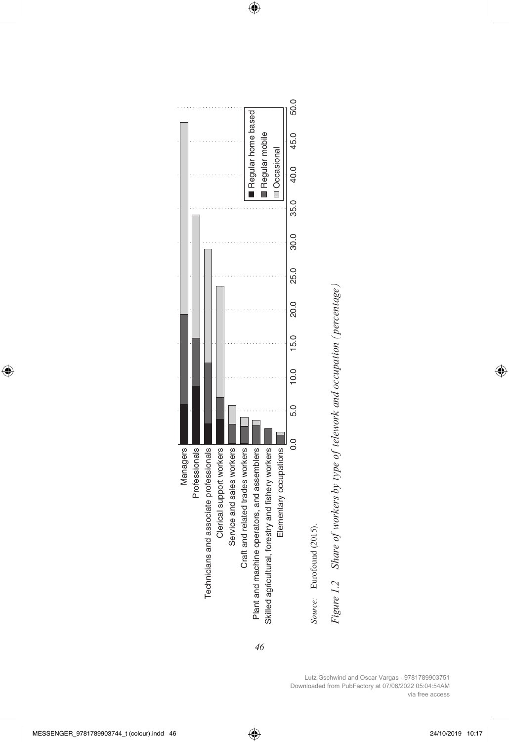Figure 1.2 Share of workers by type of telework and occupation (percentage)

Source: Eurofound (2015).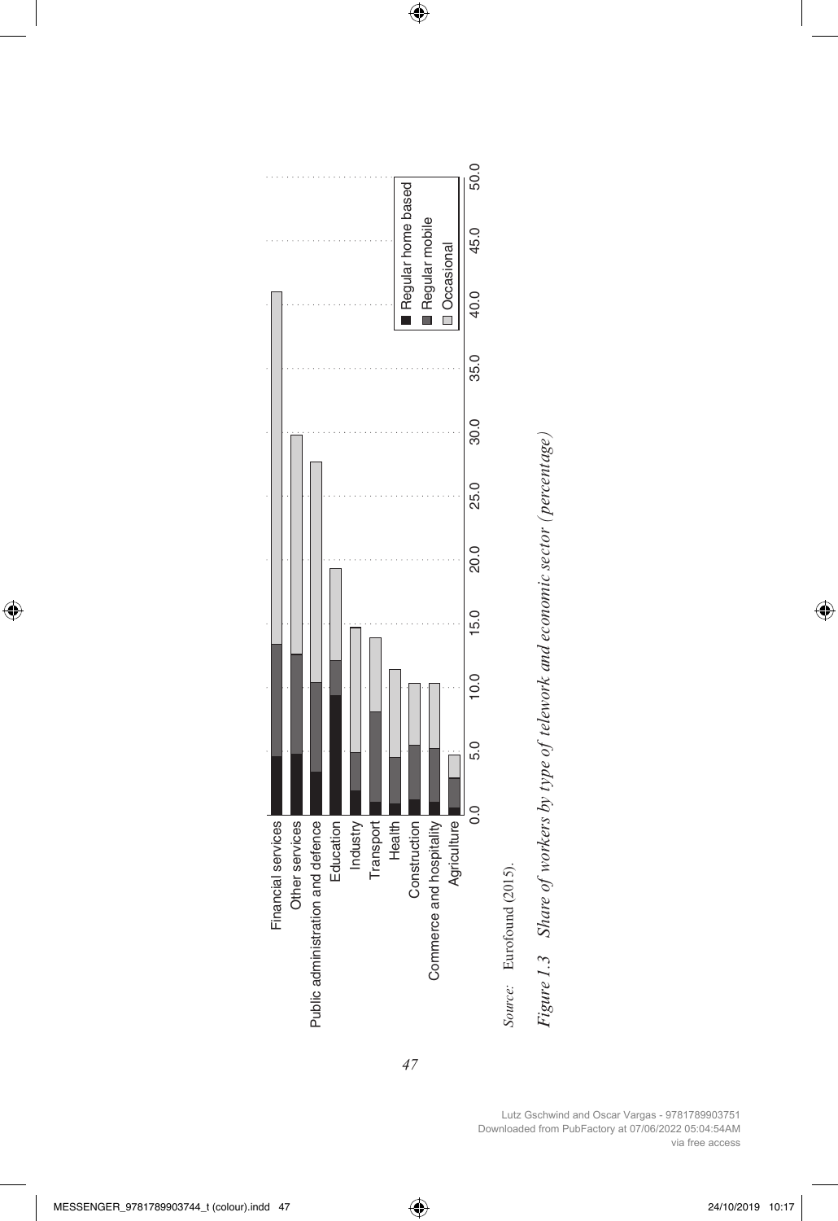*Source:* Eurofound (2015).

*Figure 1.3 Share of workers by type of telework and economic sector (percentage)*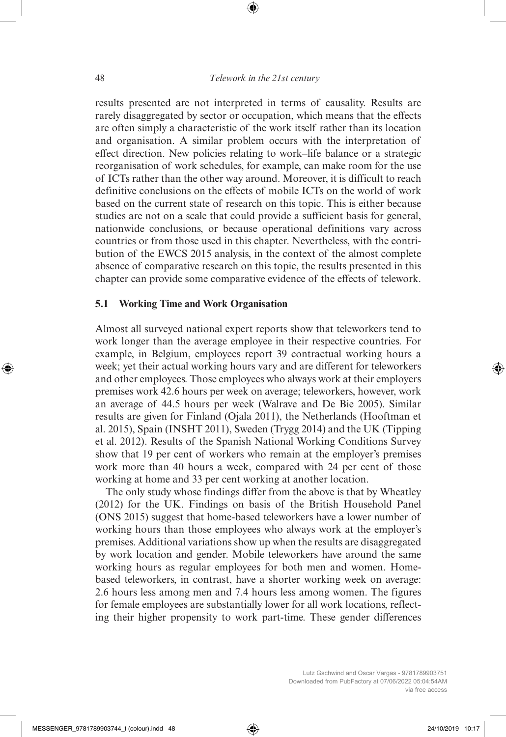results presented are not interpreted in terms of causality. Results are rarely disaggregated by sector or occupation, which means that the effects are often simply a characteristic of the work itself rather than its location and organisation. A similar problem occurs with the interpretation of effect direction. New policies relating to work–life balance or a strategic reorganisation of work schedules, for example, can make room for the use of ICTs rather than the other way around. Moreover, it is difficult to reach definitive conclusions on the effects of mobile ICTs on the world of work based on the current state of research on this topic. This is either because studies are not on a scale that could provide a sufficient basis for general, nationwide conclusions, or because operational definitions vary across countries or from those used in this chapter. Nevertheless, with the contribution of the EWCS 2015 analysis, in the context of the almost complete absence of comparative research on this topic, the results presented in this chapter can provide some comparative evidence of the effects of telework.

### 5.1 Working Time and Work Organisation

Almost all surveyed national expert reports show that teleworkers tend to work longer than the average employee in their respective countries. For example, in Belgium, employees report 39 contractual working hours a week; yet their actual working hours vary and are different for teleworkers and other employees. Those employees who always work at their employers premises work 42.6 hours per week on average; teleworkers, however, work an average of 44.5 hours per week (Walrave and De Bie 2005). Similar results are given for Finland (Ojala 2011), the Netherlands (Hooftman et al. 2015), Spain (INSHT 2011), Sweden (Trygg 2014) and the UK (Tipping et al. 2012). Results of the Spanish National Working Conditions Survey show that 19 per cent of workers who remain at the employer's premises work more than 40 hours a week, compared with 24 per cent of those working at home and 33 per cent working at another location.

The only study whose findings differ from the above is that by Wheatley (2012) for the UK. Findings on basis of the British Household Panel (ONS 2015) suggest that home-based teleworkers have a lower number of working hours than those employees who always work at the employer's premises. Additional variations show up when the results are disaggregated by work location and gender. Mobile teleworkers have around the same working hours as regular employees for both men and women. Home-based teleworkers, in contrast, have a shorter working week on average: 2.6 hours less among men and 7.4 hours less among women. The figures for female employees are substantially lower for all work locations, reflecting their higher propensity to work part-time. These gender differences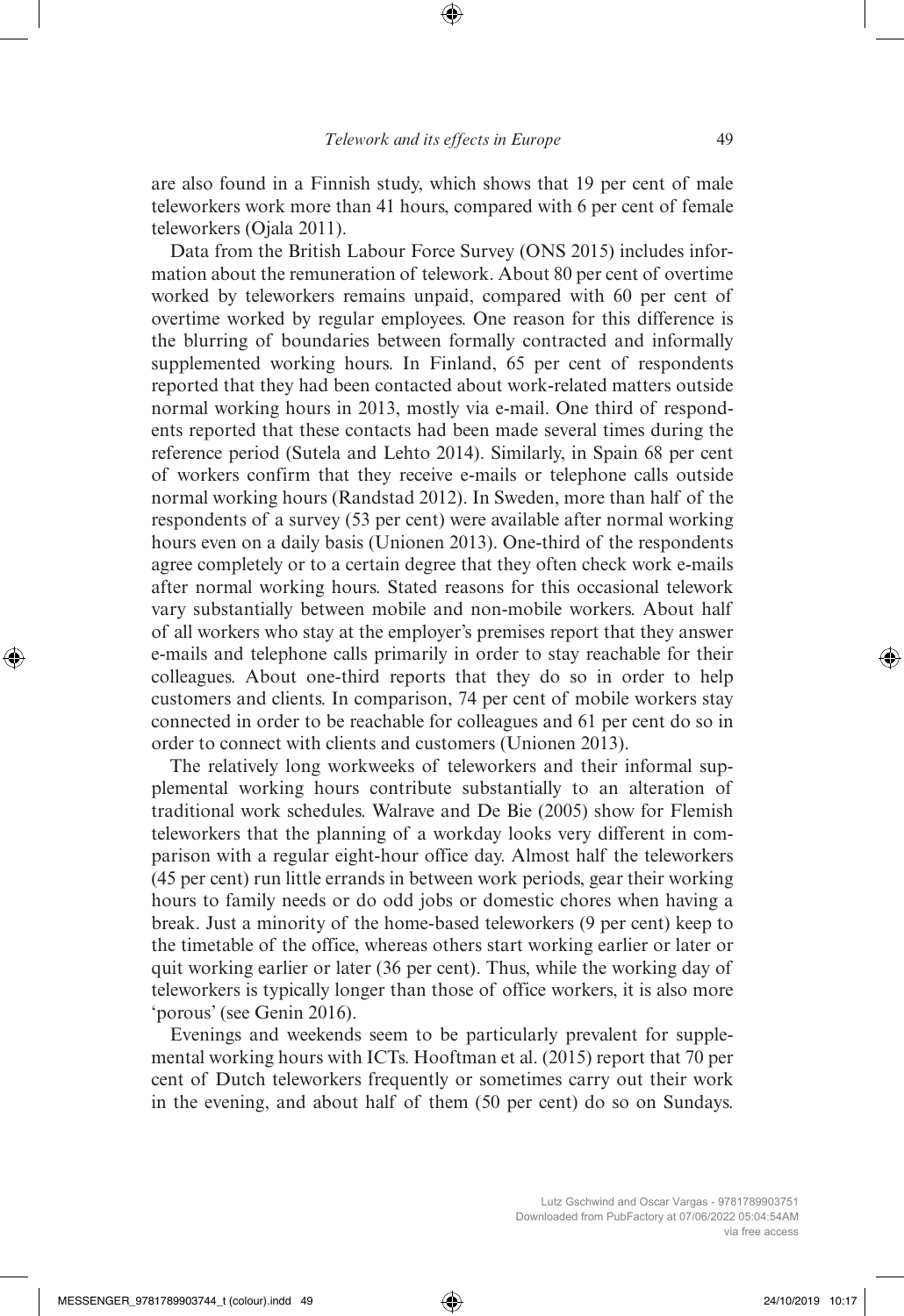are also found in a Finnish study, which shows that 19 per cent of male teleworkers work more than 41 hours, compared with 6 per cent of female teleworkers (Ojala 2011).

Data from the British Labour Force Survey (ONS 2015) includes information about the remuneration of telework. About 80 per cent of overtime worked by teleworkers remains unpaid, compared with 60 per cent of overtime worked by regular employees. One reason for this difference is the blurring of boundaries between formally contracted and informally supplemented working hours. In Finland, 65 per cent of respondents reported that they had been contacted about work-related matters outside normal working hours in 2013, mostly via e-mail. One third of respondents reported that these contacts had been made several times during the reference period (Sutela and Lehto 2014). Similarly, in Spain 68 per cent of workers confirm that they receive e-mails or telephone calls outside normal working hours (Randstad 2012). In Sweden, more than half of the respondents of a survey (53 per cent) were available after normal working hours even on a daily basis (Unionen 2013). One-third of the respondents agree completely or to a certain degree that they often check work e-mails after normal working hours. Stated reasons for this occasional telework vary substantially between mobile and non-mobile workers. About half of all workers who stay at the employer's premises report that they answer e-mails and telephone calls primarily in order to stay reachable for their colleagues. About one-third reports that they do so in order to help customers and clients. In comparison, 74 per cent of mobile workers stay connected in order to be reachable for colleagues and 61 per cent do so in order to connect with clients and customers (Unionen 2013).

The relatively long workweeks of teleworkers and their informal supplemental working hours contribute substantially to an alteration of traditional work schedules. Walrave and De Bie (2005) show for Flemish teleworkers that the planning of a workday looks very different in comparison with a regular eight-hour office day. Almost half the teleworkers (45 per cent) run little errands in between work periods, gear their working hours to family needs or do odd jobs or domestic chores when having a break. Just a minority of the home-based teleworkers (9 per cent) keep to the timetable of the office, whereas others start working earlier or later or quit working earlier or later (36 per cent). Thus, while the working day of teleworkers is typically longer than those of office workers, it is also more 'porous' (see Genin 2016).

Evenings and weekends seem to be particularly prevalent for supplemental working hours with ICTs. Hooftman et al. (2015) report that 70 per cent of Dutch teleworkers frequently or sometimes carry out their work in the evening, and about half of them (50 per cent) do so on Sundays.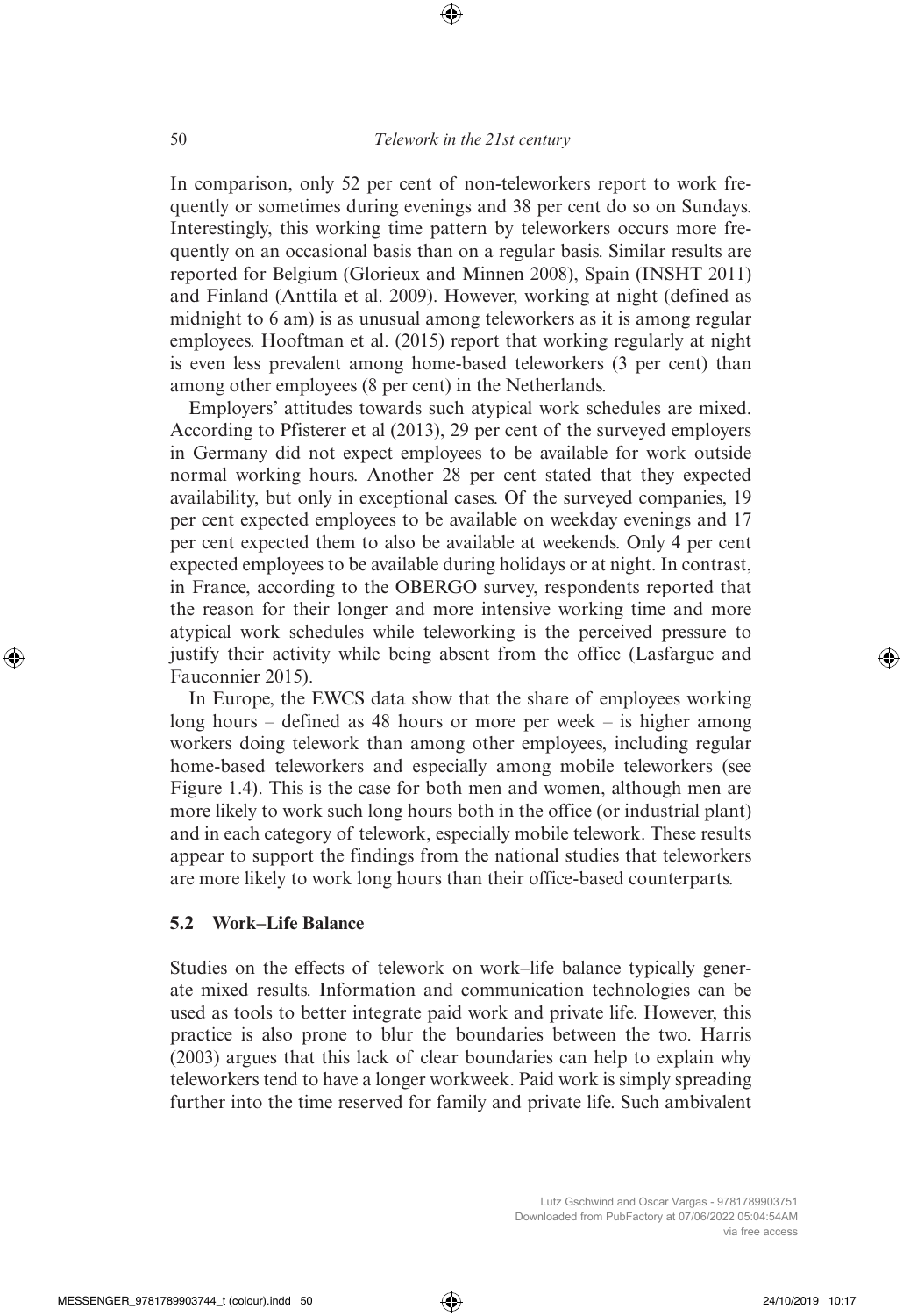In comparison, only 52 per cent of non-teleworkers report to work frequently or sometimes during evenings and 38 per cent do so on Sundays. Interestingly, this working time pattern by teleworkers occurs more frequently on an occasional basis than on a regular basis. Similar results are reported for Belgium (Glorieux and Minnen 2008), Spain (INSHT 2011) and Finland (Anttila et al. 2009). However, working at night (defined as midnight to 6 am) is as unusual among teleworkers as it is among regular employees. Hooftman et al. (2015) report that working regularly at night is even less prevalent among home-based teleworkers (3 per cent) than among other employees (8 per cent) in the Netherlands.

Employers' attitudes towards such atypical work schedules are mixed. According to Pfisterer et al (2013), 29 per cent of the surveyed employers in Germany did not expect employees to be available for work outside normal working hours. Another 28 per cent stated that they expected availability, but only in exceptional cases. Of the surveyed companies, 19 per cent expected employees to be available on weekday evenings and 17 per cent expected them to also be available at weekends. Only 4 per cent expected employees to be available during holidays or at night. In contrast, in France, according to the OBERGO survey, respondents reported that the reason for their longer and more intensive working time and more atypical work schedules while teleworking is the perceived pressure to justify their activity while being absent from the office (Lasfargue and Fauconnier 2015).

In Europe, the EWCS data show that the share of employees working long hours – defined as 48 hours or more per week – is higher among workers doing telework than among other employees, including regular home-based teleworkers and especially among mobile teleworkers (see Figure 1.4). This is the case for both men and women, although men are more likely to work such long hours both in the office (or industrial plant) and in each category of telework, especially mobile telework. These results appear to support the findings from the national studies that teleworkers are more likely to work long hours than their office-based counterparts.

## 5.2 Work–Life Balance

Studies on the effects of telework on work–life balance typically generate mixed results. Information and communication technologies can be used as tools to better integrate paid work and private life. However, this practice is also prone to blur the boundaries between the two. Harris (2003) argues that this lack of clear boundaries can help to explain why teleworkers tend to have a longer workweek. Paid work is simply spreading further into the time reserved for family and private life. Such ambivalent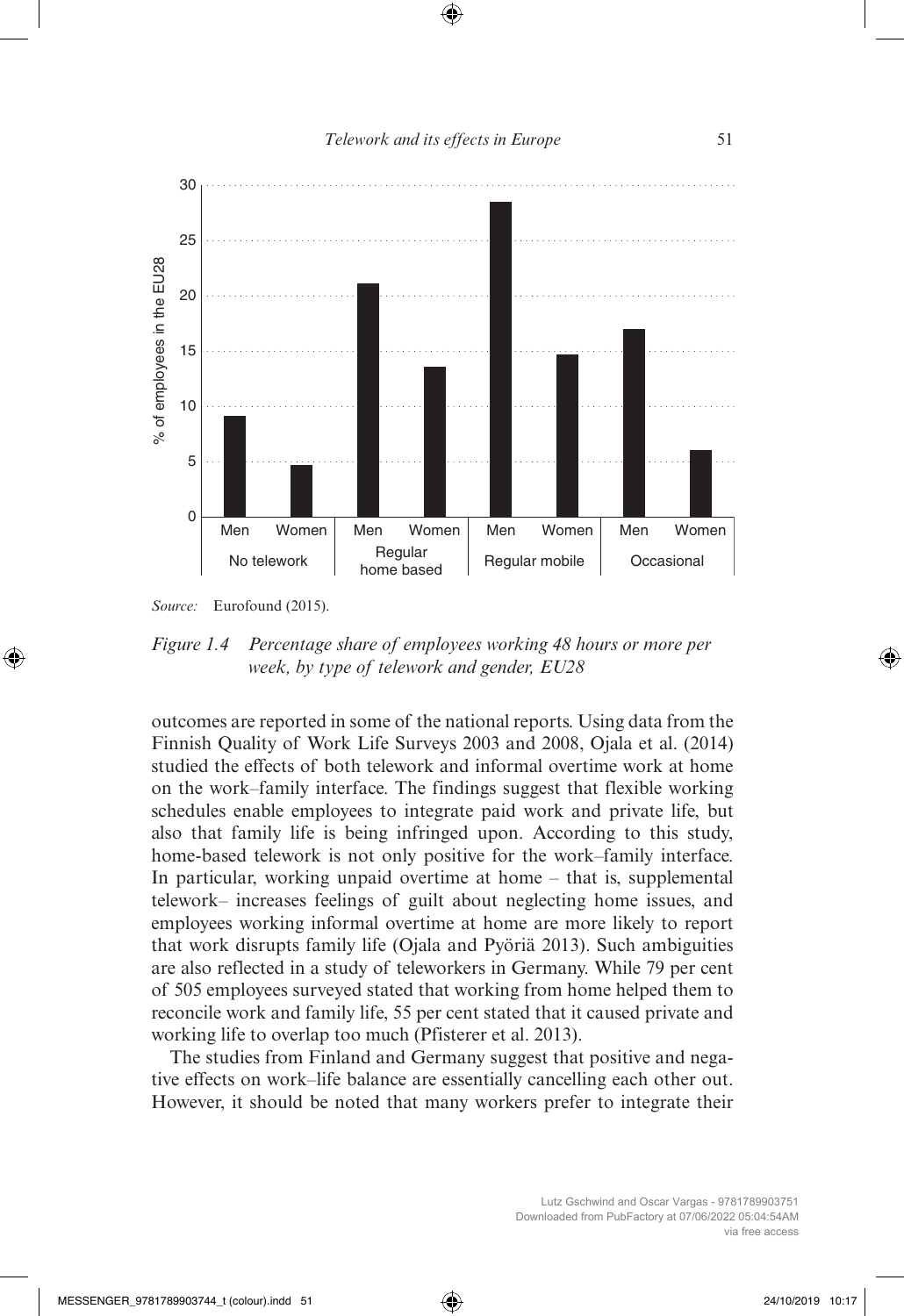*Source:* Eurofound (2015).

*Figure 1.4 Percentage share of employees working 48 hours or more per week, by type of telework and gender, EU28*

outcomes are reported in some of the national reports. Using data from the Finnish Quality of Work Life Surveys 2003 and 2008, Ojala et al. (2014) studied the effects of both telework and informal overtime work at home on the work–family interface. The findings suggest that flexible working schedules enable employees to integrate paid work and private life, but also that family life is being infringed upon. According to this study, home-based telework is not only positive for the work–family interface. In particular, working unpaid overtime at home – that is, supplemental telework– increases feelings of guilt about neglecting home issues, and employees working informal overtime at home are more likely to report that work disrupts family life (Ojala and Pyöriä 2013). Such ambiguities are also reflected in a study of teleworkers in Germany. While 79 per cent of 505 employees surveyed stated that working from home helped them to reconcile work and family life, 55 per cent stated that it caused private and working life to overlap too much (Pfisterer et al. 2013).

The studies from Finland and Germany suggest that positive and negative effects on work–life balance are essentially cancelling each other out. However, it should be noted that many workers prefer to integrate their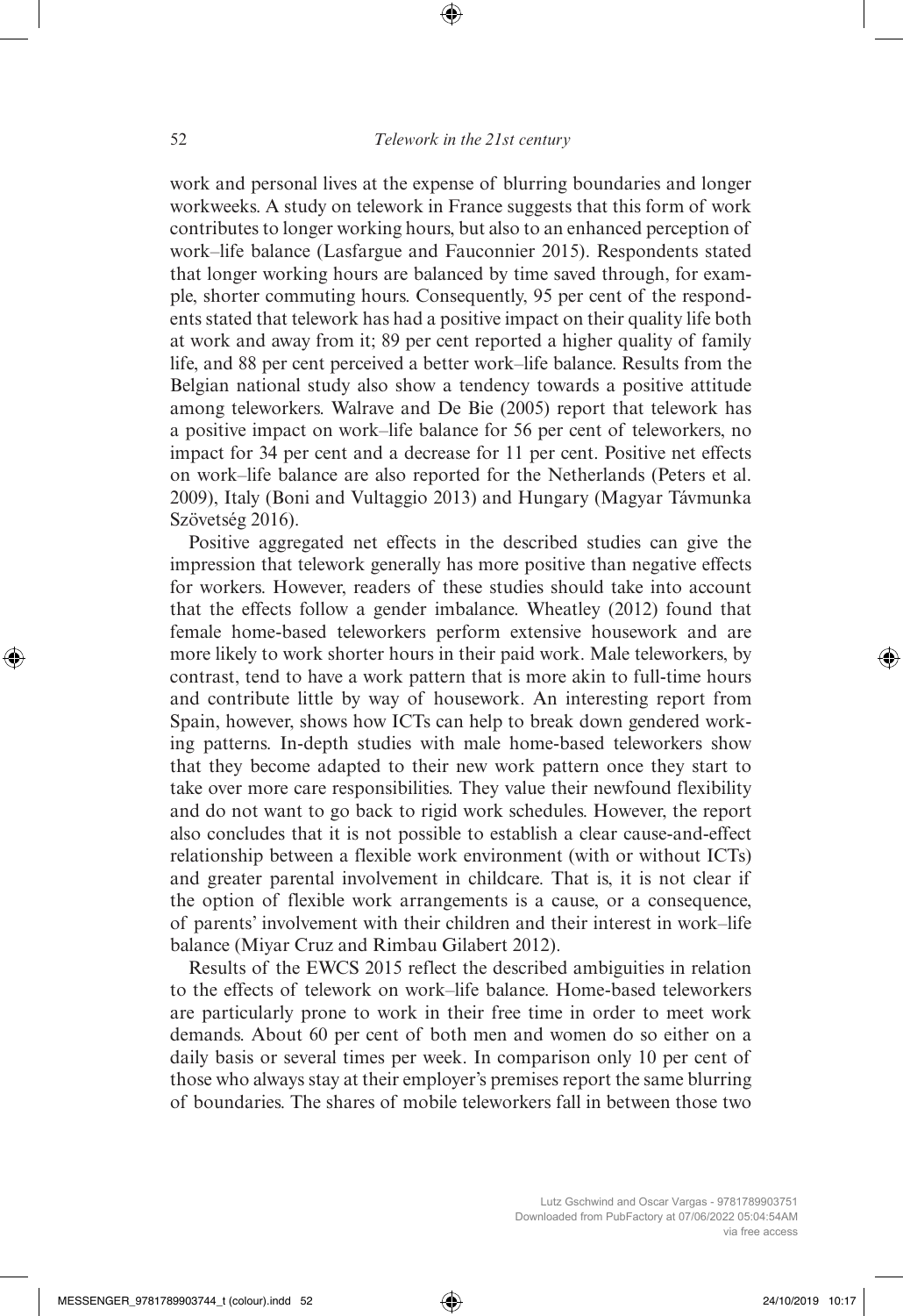work and personal lives at the expense of blurring boundaries and longer workweeks. A study on telework in France suggests that this form of work contributes to longer working hours, but also to an enhanced perception of work–life balance (Lasfargue and Fauconnier 2015). Respondents stated that longer working hours are balanced by time saved through, for example, shorter commuting hours. Consequently, 95 per cent of the respondents stated that telework has had a positive impact on their quality life both at work and away from it; 89 per cent reported a higher quality of family life, and 88 per cent perceived a better work–life balance. Results from the Belgian national study also show a tendency towards a positive attitude among teleworkers. Walrave and De Bie (2005) report that telework has a positive impact on work–life balance for 56 per cent of teleworkers, no impact for 34 per cent and a decrease for 11 per cent. Positive net effects on work–life balance are also reported for the Netherlands (Peters et al. 2009), Italy (Boni and Vultaggio 2013) and Hungary (Magyar Távmunka Szövetség 2016).

Positive aggregated net effects in the described studies can give the impression that telework generally has more positive than negative effects for workers. However, readers of these studies should take into account that the effects follow a gender imbalance. Wheatley (2012) found that female home-based teleworkers perform extensive housework and are more likely to work shorter hours in their paid work. Male teleworkers, by contrast, tend to have a work pattern that is more akin to full-time hours and contribute little by way of housework. An interesting report from Spain, however, shows how ICTs can help to break down gendered working patterns. In-depth studies with male home-based teleworkers show that they become adapted to their new work pattern once they start to take over more care responsibilities. They value their newfound flexibility and do not want to go back to rigid work schedules. However, the report also concludes that it is not possible to establish a clear cause-and-effect relationship between a flexible work environment (with or without ICTs) and greater parental involvement in childcare. That is, it is not clear if the option of flexible work arrangements is a cause, or a consequence, of parents' involvement with their children and their interest in work–life balance (Miyar Cruz and Rimbau Gilabert 2012).

Results of the EWCS 2015 reflect the described ambiguities in relation to the effects of telework on work–life balance. Home-based teleworkers are particularly prone to work in their free time in order to meet work demands. About 60 per cent of both men and women do so either on a daily basis or several times per week. In comparison only 10 per cent of those who always stay at their employer's premises report the same blurring of boundaries. The shares of mobile teleworkers fall in between those two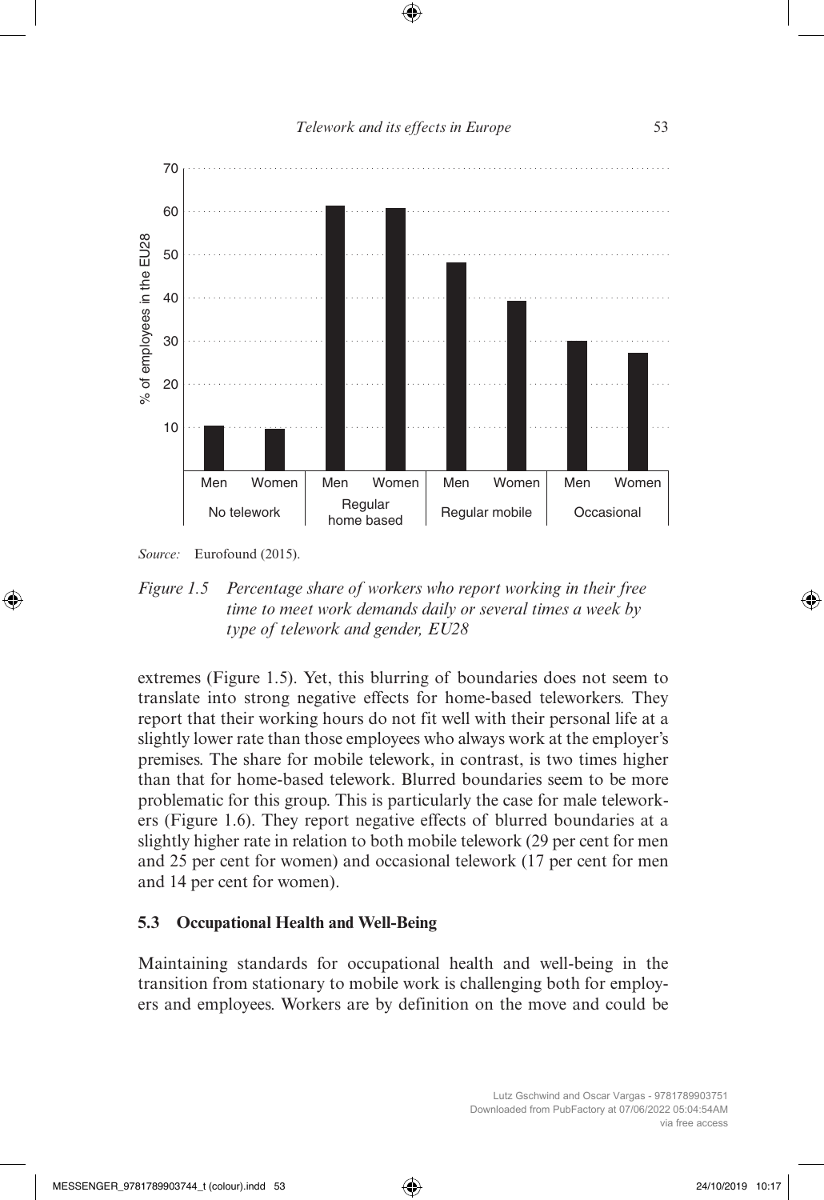*Source:* Eurofound (2015).

*Figure 1.5 Percentage share of workers who report working in their free time to meet work demands daily or several times a week by type of telework and gender, EU28*

extremes (Figure 1.5). Yet, this blurring of boundaries does not seem to translate into strong negative effects for home-based teleworkers. They report that their working hours do not fit well with their personal life at a slightly lower rate than those employees who always work at the employer's premises. The share for mobile telework, in contrast, is two times higher than that for home-based telework. Blurred boundaries seem to be more problematic for this group. This is particularly the case for male teleworkers (Figure 1.6). They report negative effects of blurred boundaries at a slightly higher rate in relation to both mobile telework (29 per cent for men and 25 per cent for women) and occasional telework (17 per cent for men and 14 per cent for women).

### 5.3 Occupational Health and Well-Being

Maintaining standards for occupational health and well-being in the transition from stationary to mobile work is challenging both for employers and employees. Workers are by definition on the move and could be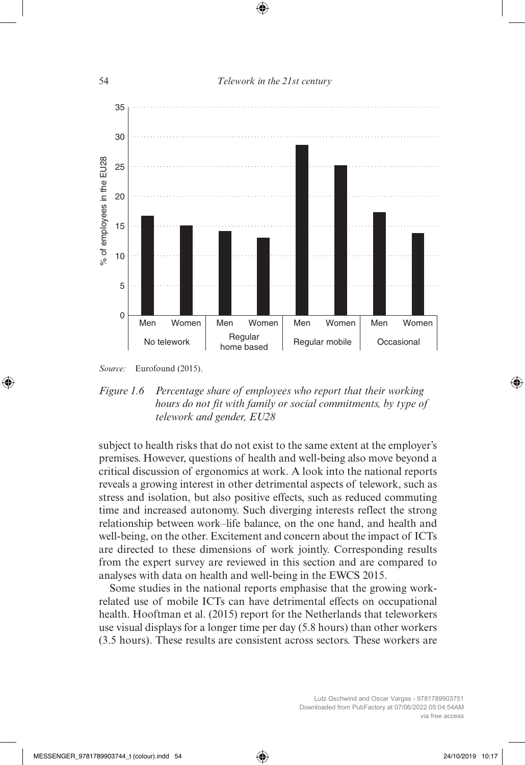*Source:* Eurofound (2015).

*Figure 1.6 Percentage share of employees who report that their working hours do not fit with family or social commitments, by type of telework and gender, EU28*

subject to health risks that do not exist to the same extent at the employer's premises. However, questions of health and well-being also move beyond a critical discussion of ergonomics at work. A look into the national reports reveals a growing interest in other detrimental aspects of telework, such as stress and isolation, but also positive effects, such as reduced commuting time and increased autonomy. Such diverging interests reflect the strong relationship between work–life balance, on the one hand, and health and well-being, on the other. Excitement and concern about the impact of ICTs are directed to these dimensions of work jointly. Corresponding results from the expert survey are reviewed in this section and are compared to analyses with data on health and well-being in the EWCS 2015.

Some studies in the national reports emphasise that the growing work-related use of mobile ICTs can have detrimental effects on occupational health. Hooftman et al. (2015) report for the Netherlands that teleworkers use visual displays for a longer time per day (5.8 hours) than other workers (3.5 hours). These results are consistent across sectors. These workers are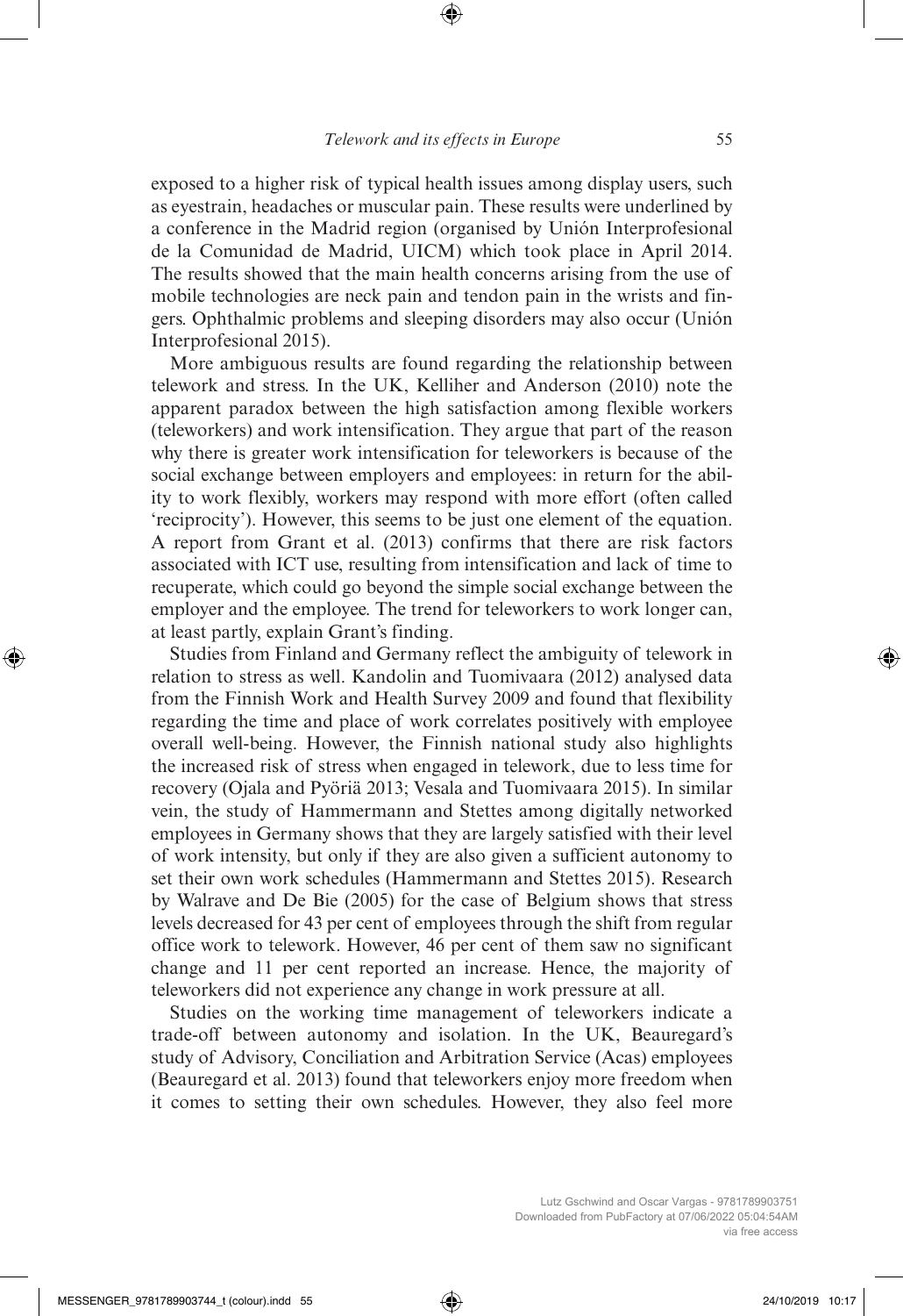exposed to a higher risk of typical health issues among display users, such as eyestrain, headaches or muscular pain. These results were underlined by a conference in the Madrid region (organised by Unión Interprofesional de la Comunidad de Madrid, UICM) which took place in April 2014. The results showed that the main health concerns arising from the use of mobile technologies are neck pain and tendon pain in the wrists and fingers. Ophthalmic problems and sleeping disorders may also occur (Unión Interprofesional 2015).

More ambiguous results are found regarding the relationship between telework and stress. In the UK, Kelliher and Anderson (2010) note the apparent paradox between the high satisfaction among flexible workers (teleworkers) and work intensification. They argue that part of the reason why there is greater work intensification for teleworkers is because of the social exchange between employers and employees: in return for the ability to work flexibly, workers may respond with more effort (often called 'reciprocity'). However, this seems to be just one element of the equation. A report from Grant et al. (2013) confirms that there are risk factors associated with ICT use, resulting from intensification and lack of time to recuperate, which could go beyond the simple social exchange between the employer and the employee. The trend for teleworkers to work longer can, at least partly, explain Grant's finding.

Studies from Finland and Germany reflect the ambiguity of telework in relation to stress as well. Kandolin and Tuomivaara (2012) analysed data from the Finnish Work and Health Survey 2009 and found that flexibility regarding the time and place of work correlates positively with employee overall well-being. However, the Finnish national study also highlights the increased risk of stress when engaged in telework, due to less time for recovery (Ojala and Pyöriä 2013; Vesala and Tuomivaara 2015). In similar vein, the study of Hammermann and Stettes among digitally networked employees in Germany shows that they are largely satisfied with their level of work intensity, but only if they are also given a sufficient autonomy to set their own work schedules (Hammermann and Stettes 2015). Research by Walrave and De Bie (2005) for the case of Belgium shows that stress levels decreased for 43 per cent of employees through the shift from regular office work to telework. However, 46 per cent of them saw no significant change and 11 per cent reported an increase. Hence, the majority of teleworkers did not experience any change in work pressure at all.

Studies on the working time management of teleworkers indicate a trade-off between autonomy and isolation. In the UK, Beauregard's study of Advisory, Conciliation and Arbitration Service (Acas) employees (Beauregard et al. 2013) found that teleworkers enjoy more freedom when it comes to setting their own schedules. However, they also feel more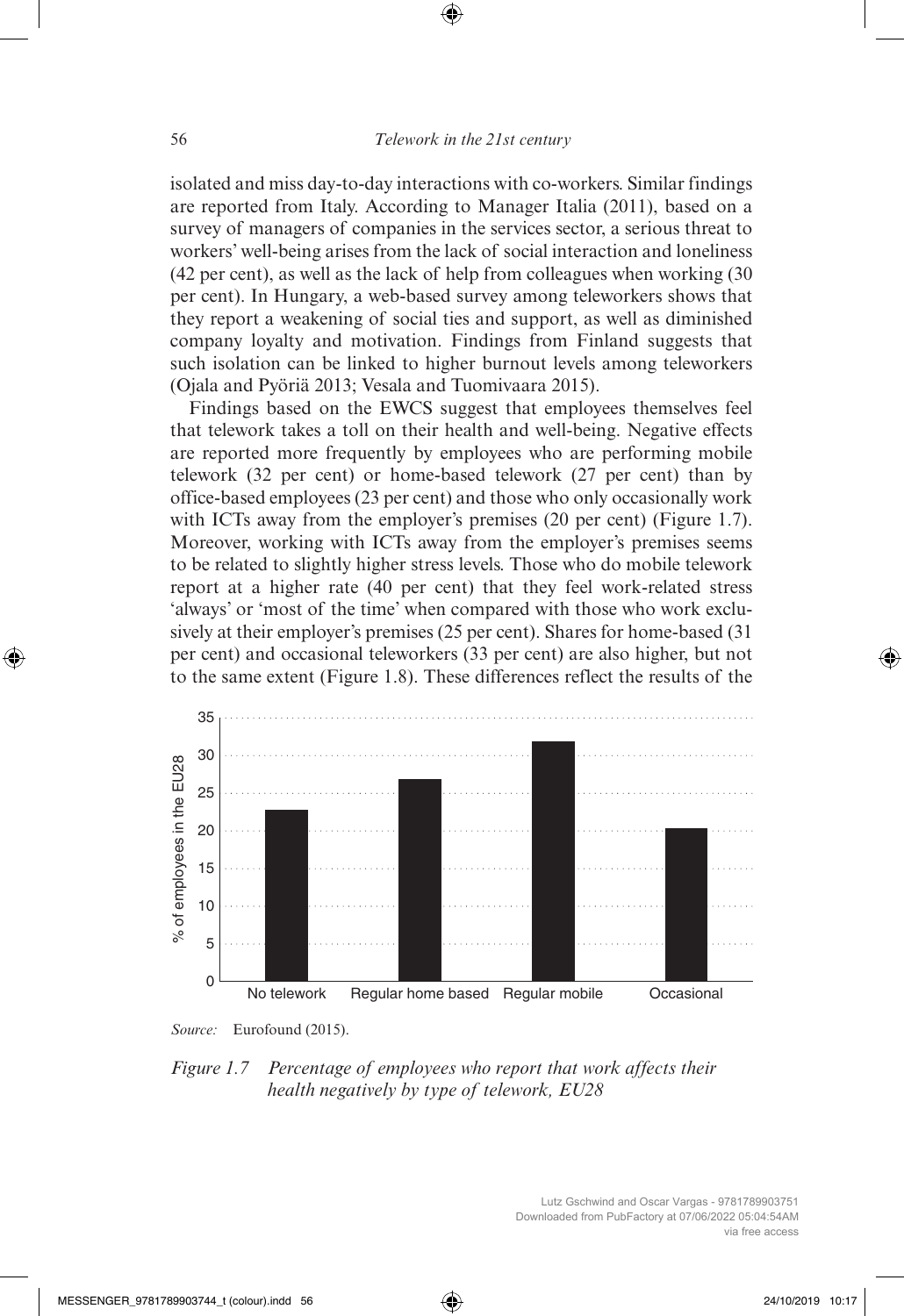isolated and miss day-to-day interactions with co-workers. Similar findings are reported from Italy. According to Manager Italia (2011), based on a survey of managers of companies in the services sector, a serious threat to workers' well-being arises from the lack of social interaction and loneliness (42 per cent), as well as the lack of help from colleagues when working (30 per cent). In Hungary, a web-based survey among teleworkers shows that they report a weakening of social ties and support, as well as diminished company loyalty and motivation. Findings from Finland suggests that such isolation can be linked to higher burnout levels among teleworkers (Ojala and Pyöriä 2013; Vesala and Tuomivaara 2015).

Findings based on the EWCS suggest that employees themselves feel that telework takes a toll on their health and well-being. Negative effects are reported more frequently by employees who are performing mobile telework (32 per cent) or home-based telework (27 per cent) than by office-based employees (23 per cent) and those who only occasionally work with ICTs away from the employer's premises (20 per cent) (Figure 1.7). Moreover, working with ICTs away from the employer's premises seems to be related to slightly higher stress levels. Those who do mobile telework report at a higher rate (40 per cent) that they feel work-related stress 'always' or 'most of the time' when compared with those who work exclusively at their employer's premises (25 per cent). Shares for home-based (31 per cent) and occasional teleworkers (33 per cent) are also higher, but not to the same extent (Figure 1.8). These differences reflect the results of the

*Source:* Eurofound (2015).

*Figure 1.7 Percentage of employees who report that work affects their health negatively by type of telework, EU28*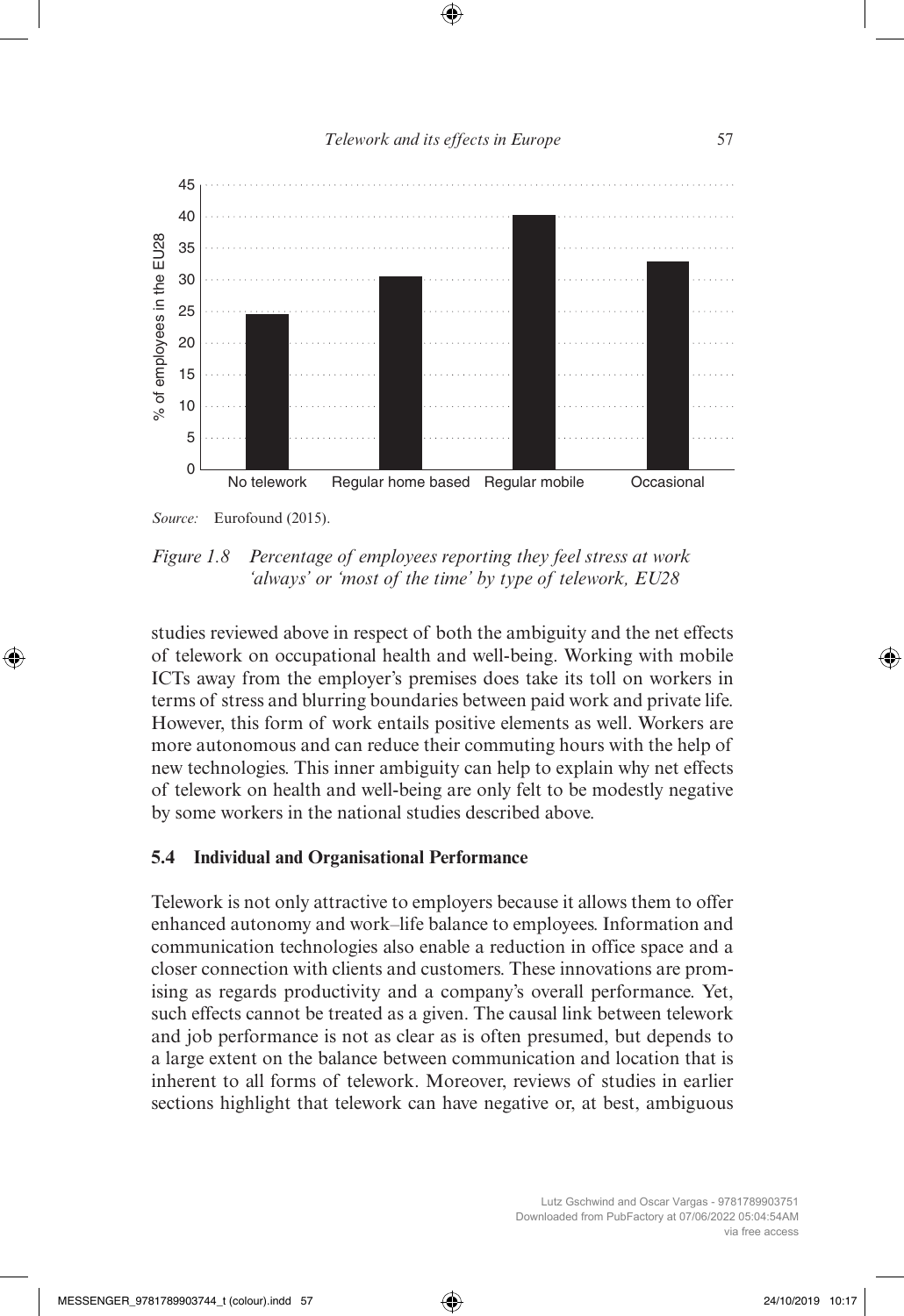*Source:* Eurofound (2015).

*Figure 1.8 Percentage of employees reporting they feel stress at work 'always' or 'most of the time' by type of telework, EU28*

studies reviewed above in respect of both the ambiguity and the net effects of telework on occupational health and well-being. Working with mobile ICTs away from the employer's premises does take its toll on workers in terms of stress and blurring boundaries between paid work and private life. However, this form of work entails positive elements as well. Workers are more autonomous and can reduce their commuting hours with the help of new technologies. This inner ambiguity can help to explain why net effects of telework on health and well-being are only felt to be modestly negative by some workers in the national studies described above.

### 5.4 Individual and Organisational Performance

Telework is not only attractive to employers because it allows them to offer enhanced autonomy and work–life balance to employees. Information and communication technologies also enable a reduction in office space and a closer connection with clients and customers. These innovations are promising as regards productivity and a company's overall performance. Yet, such effects cannot be treated as a given. The causal link between telework and job performance is not as clear as is often presumed, but depends to a large extent on the balance between communication and location that is inherent to all forms of telework. Moreover, reviews of studies in earlier sections highlight that telework can have negative or, at best, ambiguous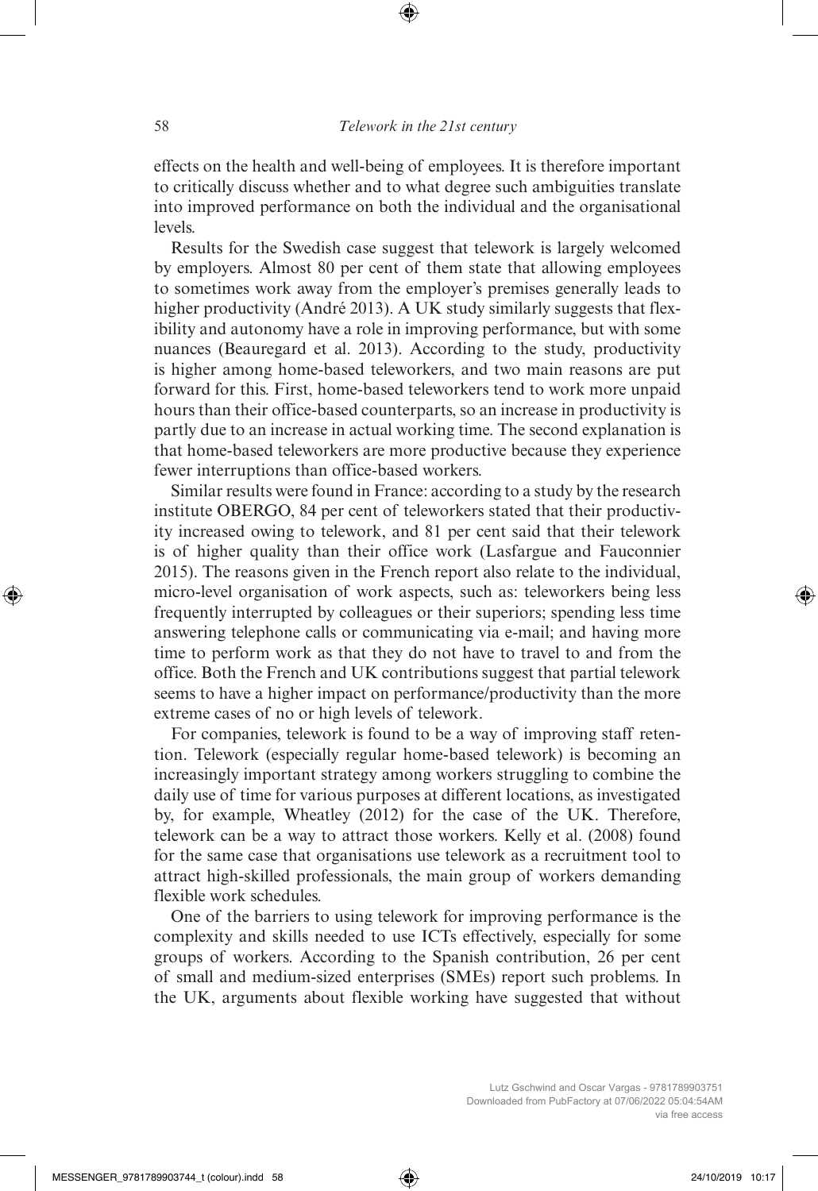effects on the health and well-being of employees. It is therefore important to critically discuss whether and to what degree such ambiguities translate into improved performance on both the individual and the organisational levels.

Results for the Swedish case suggest that telework is largely welcomed by employers. Almost 80 per cent of them state that allowing employees to sometimes work away from the employer's premises generally leads to higher productivity (André 2013). A UK study similarly suggests that flexibility and autonomy have a role in improving performance, but with some nuances (Beauregard et al. 2013). According to the study, productivity is higher among home-based teleworkers, and two main reasons are put forward for this. First, home-based teleworkers tend to work more unpaid hours than their office-based counterparts, so an increase in productivity is partly due to an increase in actual working time. The second explanation is that home-based teleworkers are more productive because they experience fewer interruptions than office-based workers.

Similar results were found in France: according to a study by the research institute OBERGO, 84 per cent of teleworkers stated that their productivity increased owing to telework, and 81 per cent said that their telework is of higher quality than their office work (Lasfargue and Fauconnier 2015). The reasons given in the French report also relate to the individual, micro-level organisation of work aspects, such as: teleworkers being less frequently interrupted by colleagues or their superiors; spending less time answering telephone calls or communicating via e-mail; and having more time to perform work as that they do not have to travel to and from the office. Both the French and UK contributions suggest that partial telework seems to have a higher impact on performance/productivity than the more extreme cases of no or high levels of telework.

For companies, telework is found to be a way of improving staff retention. Telework (especially regular home-based telework) is becoming an increasingly important strategy among workers struggling to combine the daily use of time for various purposes at different locations, as investigated by, for example, Wheatley (2012) for the case of the UK. Therefore, telework can be a way to attract those workers. Kelly et al. (2008) found for the same case that organisations use telework as a recruitment tool to attract high-skilled professionals, the main group of workers demanding flexible work schedules.

One of the barriers to using telework for improving performance is the complexity and skills needed to use ICTs effectively, especially for some groups of workers. According to the Spanish contribution, 26 per cent of small and medium-sized enterprises (SMEs) report such problems. In the UK, arguments about flexible working have suggested that without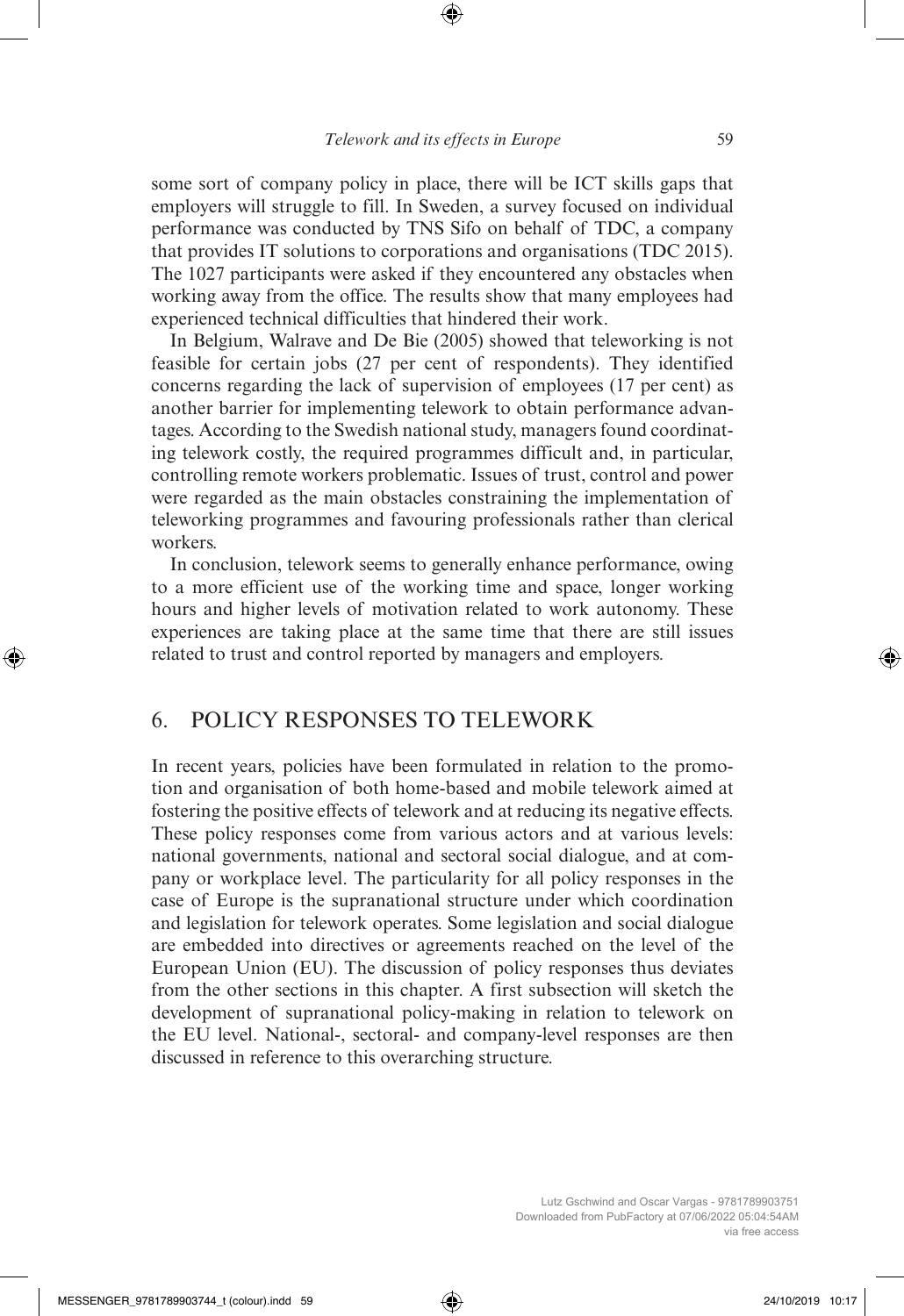some sort of company policy in place, there will be ICT skills gaps that employers will struggle to fill. In Sweden, a survey focused on individual performance was conducted by TNS Sifo on behalf of TDC, a company that provides IT solutions to corporations and organisations (TDC 2015). The 1027 participants were asked if they encountered any obstacles when working away from the office. The results show that many employees had experienced technical difficulties that hindered their work.

In Belgium, Walrave and De Bie (2005) showed that teleworking is not feasible for certain jobs (27 per cent of respondents). They identified concerns regarding the lack of supervision of employees (17 per cent) as another barrier for implementing telework to obtain performance advantages. According to the Swedish national study, managers found coordinating telework costly, the required programmes difficult and, in particular, controlling remote workers problematic. Issues of trust, control and power were regarded as the main obstacles constraining the implementation of teleworking programmes and favouring professionals rather than clerical workers.

In conclusion, telework seems to generally enhance performance, owing to a more efficient use of the working time and space, longer working hours and higher levels of motivation related to work autonomy. These experiences are taking place at the same time that there are still issues related to trust and control reported by managers and employers.

## 6. POLICY RESPONSES TO TELEWORK

In recent years, policies have been formulated in relation to the promotion and organisation of both home-based and mobile telework aimed at fostering the positive effects of telework and at reducing its negative effects. These policy responses come from various actors and at various levels: national governments, national and sectoral social dialogue, and at company or workplace level. The particularity for all policy responses in the case of Europe is the supranational structure under which coordination and legislation for telework operates. Some legislation and social dialogue are embedded into directives or agreements reached on the level of the European Union (EU). The discussion of policy responses thus deviates from the other sections in this chapter. A first subsection will sketch the development of supranational policy-making in relation to telework on the EU level. National-, sectoral- and company-level responses are then discussed in reference to this overarching structure.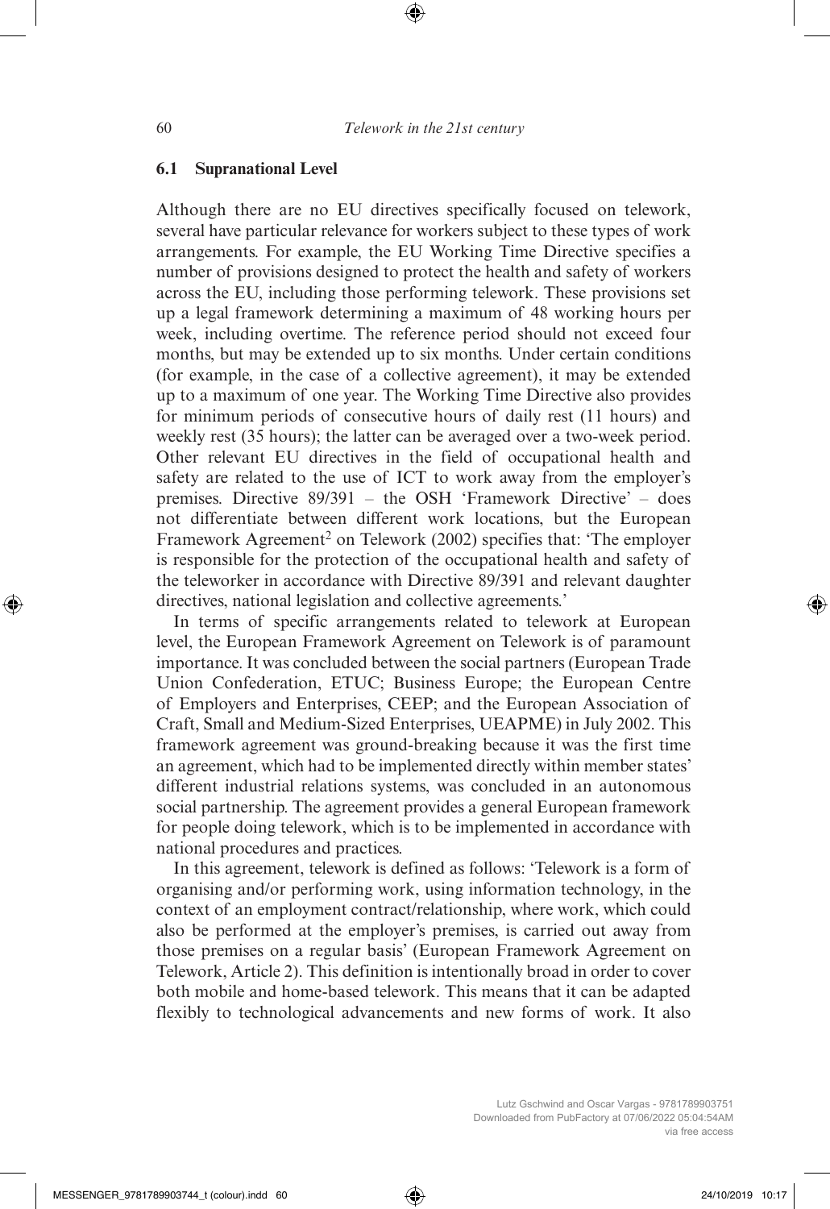### 6.1 Supranational Level

Although there are no EU directives specifically focused on telework, several have particular relevance for workers subject to these types of work arrangements. For example, the EU Working Time Directive specifies a number of provisions designed to protect the health and safety of workers across the EU, including those performing telework. These provisions set up a legal framework determining a maximum of 48 working hours per week, including overtime. The reference period should not exceed four months, but may be extended up to six months. Under certain conditions (for example, in the case of a collective agreement), it may be extended up to a maximum of one year. The Working Time Directive also provides for minimum periods of consecutive hours of daily rest (11 hours) and weekly rest (35 hours); the latter can be averaged over a two-week period. Other relevant EU directives in the field of occupational health and safety are related to the use of ICT to work away from the employer's premises. Directive 89/391 – the OSH 'Framework Directive' – does not differentiate between different work locations, but the European Framework Agreement[2] on Telework (2002) specifies that: 'The employer is responsible for the protection of the occupational health and safety of the teleworker in accordance with Directive 89/391 and relevant daughter directives, national legislation and collective agreements.'

In terms of specific arrangements related to telework at European level, the European Framework Agreement on Telework is of paramount importance. It was concluded between the social partners (European Trade Union Confederation, ETUC; Business Europe; the European Centre of Employers and Enterprises, CEEP; and the European Association of Craft, Small and Medium-Sized Enterprises, UEAPME) in July 2002. This framework agreement was ground-breaking because it was the first time an agreement, which had to be implemented directly within member states' different industrial relations systems, was concluded in an autonomous social partnership. The agreement provides a general European framework for people doing telework, which is to be implemented in accordance with national procedures and practices.

In this agreement, telework is defined as follows: 'Telework is a form of organising and/or performing work, using information technology, in the context of an employment contract/relationship, where work, which could also be performed at the employer's premises, is carried out away from those premises on a regular basis' (European Framework Agreement on Telework, Article 2). This definition is intentionally broad in order to cover both mobile and home-based telework. This means that it can be adapted flexibly to technological advancements and new forms of work. It also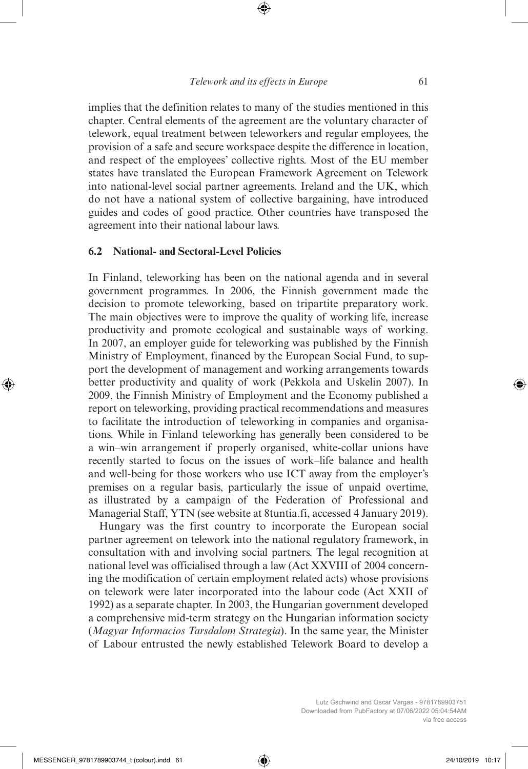implies that the definition relates to many of the studies mentioned in this chapter. Central elements of the agreement are the voluntary character of telework, equal treatment between teleworkers and regular employees, the provision of a safe and secure workspace despite the difference in location, and respect of the employees' collective rights. Most of the EU member states have translated the European Framework Agreement on Telework into national-level social partner agreements. Ireland and the UK, which do not have a national system of collective bargaining, have introduced guides and codes of good practice. Other countries have transposed the agreement into their national labour laws.

### 6.2 National- and Sectoral-Level Policies

In Finland, teleworking has been on the national agenda and in several government programmes. In 2006, the Finnish government made the decision to promote teleworking, based on tripartite preparatory work. The main objectives were to improve the quality of working life, increase productivity and promote ecological and sustainable ways of working. In 2007, an employer guide for teleworking was published by the Finnish Ministry of Employment, financed by the European Social Fund, to support the development of management and working arrangements towards better productivity and quality of work (Pekkola and Uskelin 2007). In 2009, the Finnish Ministry of Employment and the Economy published a report on teleworking, providing practical recommendations and measures to facilitate the introduction of teleworking in companies and organisations. While in Finland teleworking has generally been considered to be a win–win arrangement if properly organised, white-collar unions have recently started to focus on the issues of work–life balance and health and well-being for those workers who use ICT away from the employer's premises on a regular basis, particularly the issue of unpaid overtime, as illustrated by a campaign of the Federation of Professional and Managerial Staff, YTN (see website at 8tuntia.fi, accessed 4 January 2019).

Hungary was the first country to incorporate the European social partner agreement on telework into the national regulatory framework, in consultation with and involving social partners. The legal recognition at national level was officialised through a law (Act XXVIII of 2004 concerning the modification of certain employment related acts) whose provisions on telework were later incorporated into the labour code (Act XXII of 1992) as a separate chapter. In 2003, the Hungarian government developed a comprehensive mid-term strategy on the Hungarian information society (*Magyar Informacios Tarsdalom Strategia*). In the same year, the Minister of Labour entrusted the newly established Telework Board to develop a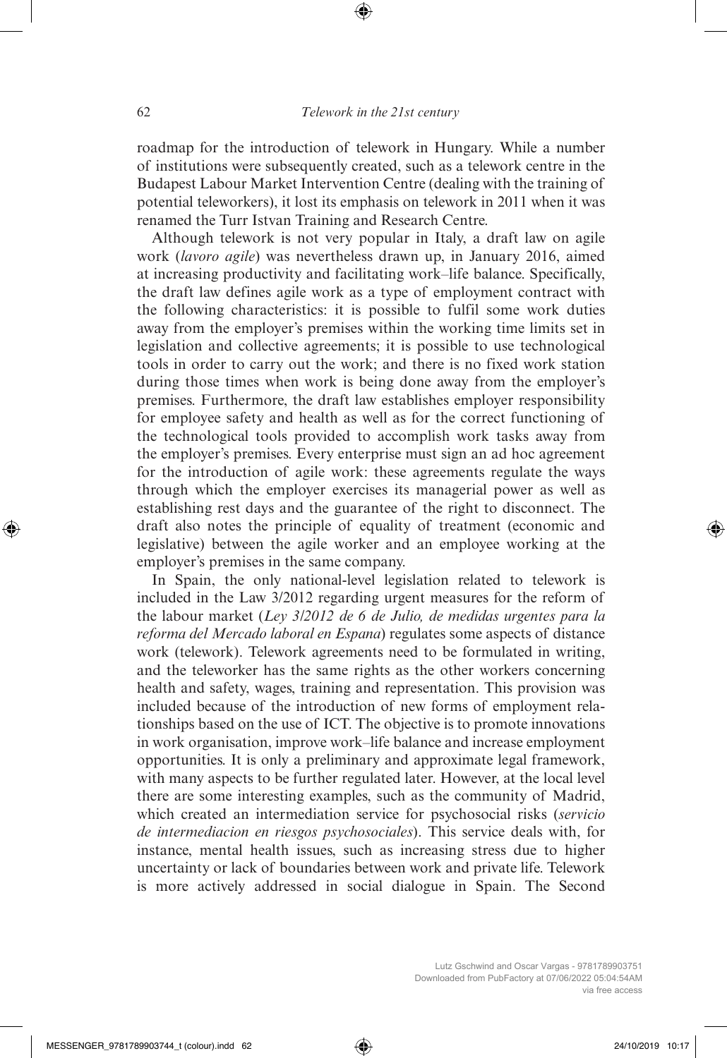roadmap for the introduction of telework in Hungary. While a number of institutions were subsequently created, such as a telework centre in the Budapest Labour Market Intervention Centre (dealing with the training of potential teleworkers), it lost its emphasis on telework in 2011 when it was renamed the Turr Istvan Training and Research Centre.

Although telework is not very popular in Italy, a draft law on agile work (*lavoro agile*) was nevertheless drawn up, in January 2016, aimed at increasing productivity and facilitating work–life balance. Specifically, the draft law defines agile work as a type of employment contract with the following characteristics: it is possible to fulfil some work duties away from the employer's premises within the working time limits set in legislation and collective agreements; it is possible to use technological tools in order to carry out the work; and there is no fixed work station during those times when work is being done away from the employer's premises. Furthermore, the draft law establishes employer responsibility for employee safety and health as well as for the correct functioning of the technological tools provided to accomplish work tasks away from the employer's premises. Every enterprise must sign an ad hoc agreement for the introduction of agile work: these agreements regulate the ways through which the employer exercises its managerial power as well as establishing rest days and the guarantee of the right to disconnect. The draft also notes the principle of equality of treatment (economic and legislative) between the agile worker and an employee working at the employer's premises in the same company.

In Spain, the only national-level legislation related to telework is included in the Law 3/2012 regarding urgent measures for the reform of the labour market (*Ley 3/2012 de 6 de Julio, de medidas urgentes para la reforma del Mercado laboral en Espana*) regulates some aspects of distance work (telework). Telework agreements need to be formulated in writing, and the teleworker has the same rights as the other workers concerning health and safety, wages, training and representation. This provision was included because of the introduction of new forms of employment relationships based on the use of ICT. The objective is to promote innovations in work organisation, improve work–life balance and increase employment opportunities. It is only a preliminary and approximate legal framework, with many aspects to be further regulated later. However, at the local level there are some interesting examples, such as the community of Madrid, which created an intermediation service for psychosocial risks (*servicio de intermediacion en riesgos psychosociales*). This service deals with, for instance, mental health issues, such as increasing stress due to higher uncertainty or lack of boundaries between work and private life. Telework is more actively addressed in social dialogue in Spain. The Second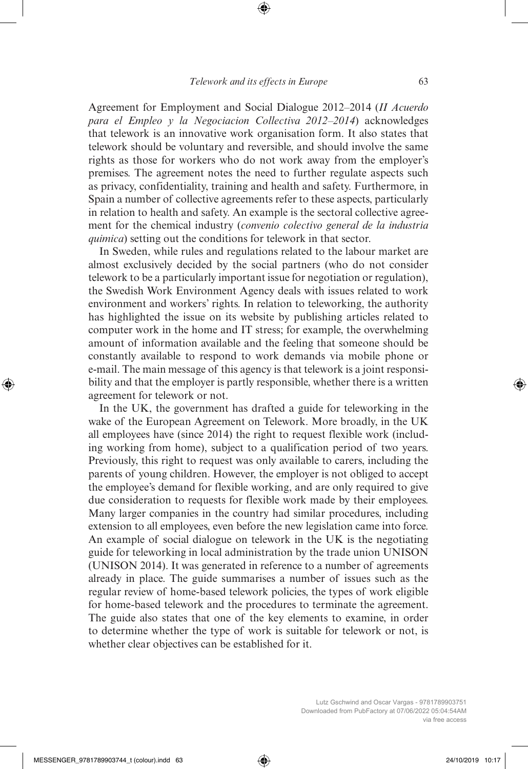Agreement for Employment and Social Dialogue 2012–2014 (*II Acuerdo para el Empleo y la Negociacion Collectiva 2012–2014*) acknowledges that telework is an innovative work organisation form. It also states that telework should be voluntary and reversible, and should involve the same rights as those for workers who do not work away from the employer's premises. The agreement notes the need to further regulate aspects such as privacy, confidentiality, training and health and safety. Furthermore, in Spain a number of collective agreements refer to these aspects, particularly in relation to health and safety. An example is the sectoral collective agreement for the chemical industry (*convenio colectivo general de la industria quimica*) setting out the conditions for telework in that sector.

In Sweden, while rules and regulations related to the labour market are almost exclusively decided by the social partners (who do not consider telework to be a particularly important issue for negotiation or regulation), the Swedish Work Environment Agency deals with issues related to work environment and workers' rights. In relation to teleworking, the authority has highlighted the issue on its website by publishing articles related to computer work in the home and IT stress; for example, the overwhelming amount of information available and the feeling that someone should be constantly available to respond to work demands via mobile phone or e-mail. The main message of this agency is that telework is a joint responsibility and that the employer is partly responsible, whether there is a written agreement for telework or not.

In the UK, the government has drafted a guide for teleworking in the wake of the European Agreement on Telework. More broadly, in the UK all employees have (since 2014) the right to request flexible work (including working from home), subject to a qualification period of two years. Previously, this right to request was only available to carers, including the parents of young children. However, the employer is not obliged to accept the employee's demand for flexible working, and are only required to give due consideration to requests for flexible work made by their employees. Many larger companies in the country had similar procedures, including extension to all employees, even before the new legislation came into force. An example of social dialogue on telework in the UK is the negotiating guide for teleworking in local administration by the trade union UNISON (UNISON 2014). It was generated in reference to a number of agreements already in place. The guide summarises a number of issues such as the regular review of home-based telework policies, the types of work eligible for home-based telework and the procedures to terminate the agreement. The guide also states that one of the key elements to examine, in order to determine whether the type of work is suitable for telework or not, is whether clear objectives can be established for it.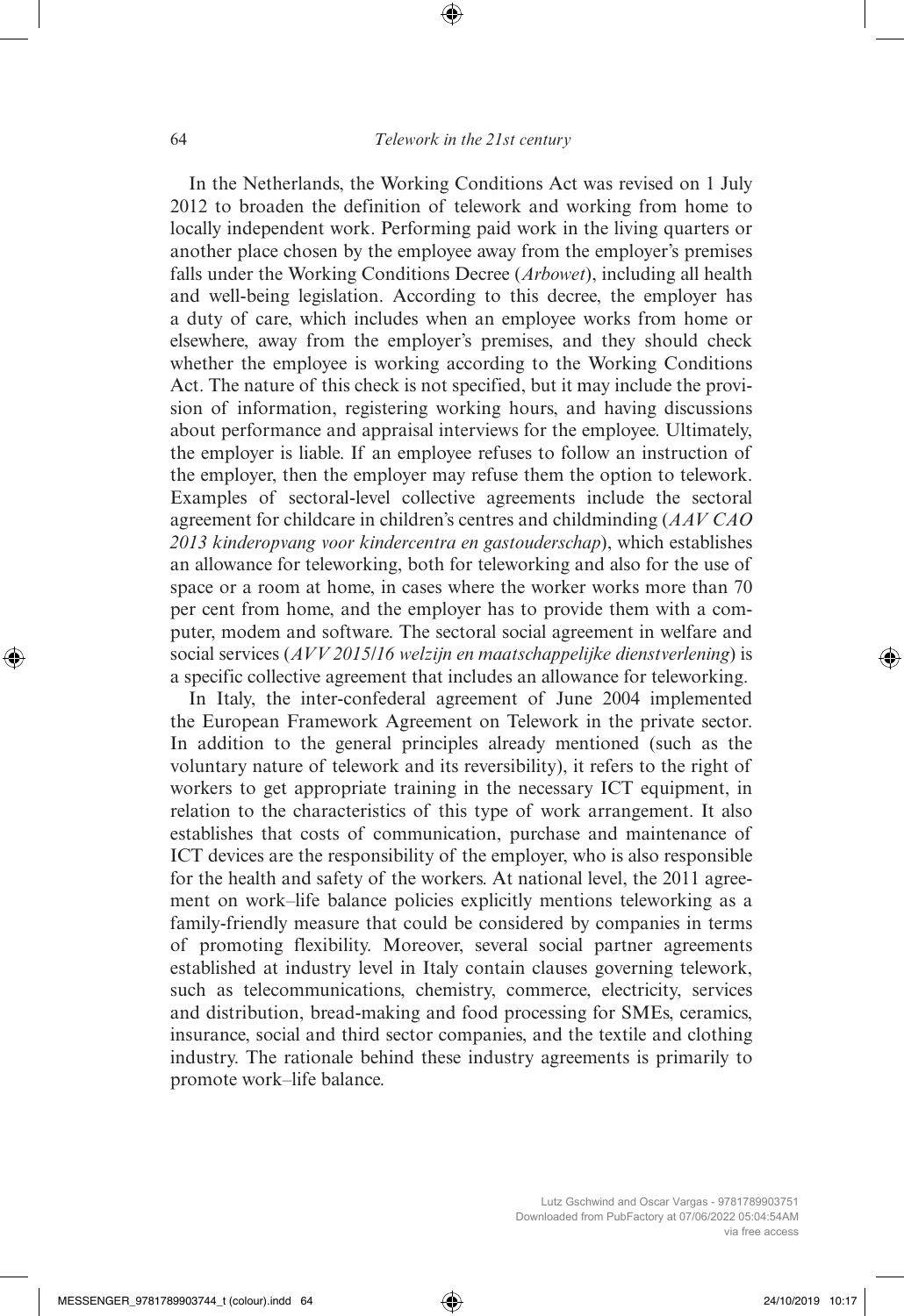In the Netherlands, the Working Conditions Act was revised on 1 July 2012 to broaden the definition of telework and working from home to locally independent work. Performing paid work in the living quarters or another place chosen by the employee away from the employer's premises falls under the Working Conditions Decree (*Arbowet*), including all health and well-being legislation. According to this decree, the employer has a duty of care, which includes when an employee works from home or elsewhere, away from the employer's premises, and they should check whether the employee is working according to the Working Conditions Act. The nature of this check is not specified, but it may include the provision of information, registering working hours, and having discussions about performance and appraisal interviews for the employee. Ultimately, the employer is liable. If an employee refuses to follow an instruction of the employer, then the employer may refuse them the option to telework. Examples of sectoral-level collective agreements include the sectoral agreement for childcare in children's centres and childminding (*AAV CAO 2013 kinderopvang voor kindercentra en gastouderschap*), which establishes an allowance for teleworking, both for teleworking and also for the use of space or a room at home, in cases where the worker works more than 70 per cent from home, and the employer has to provide them with a computer, modem and software. The sectoral social agreement in welfare and social services (*AVV 2015/16 welzijn en maatschappelijke dienstverlening*) is a specific collective agreement that includes an allowance for teleworking.

In Italy, the inter-confederal agreement of June 2004 implemented the European Framework Agreement on Telework in the private sector. In addition to the general principles already mentioned (such as the voluntary nature of telework and its reversibility), it refers to the right of workers to get appropriate training in the necessary ICT equipment, in relation to the characteristics of this type of work arrangement. It also establishes that costs of communication, purchase and maintenance of ICT devices are the responsibility of the employer, who is also responsible for the health and safety of the workers. At national level, the 2011 agreement on work–life balance policies explicitly mentions teleworking as a family-friendly measure that could be considered by companies in terms of promoting flexibility. Moreover, several social partner agreements established at industry level in Italy contain clauses governing telework, such as telecommunications, chemistry, commerce, electricity, services and distribution, bread-making and food processing for SMEs, ceramics, insurance, social and third sector companies, and the textile and clothing industry. The rationale behind these industry agreements is primarily to promote work–life balance.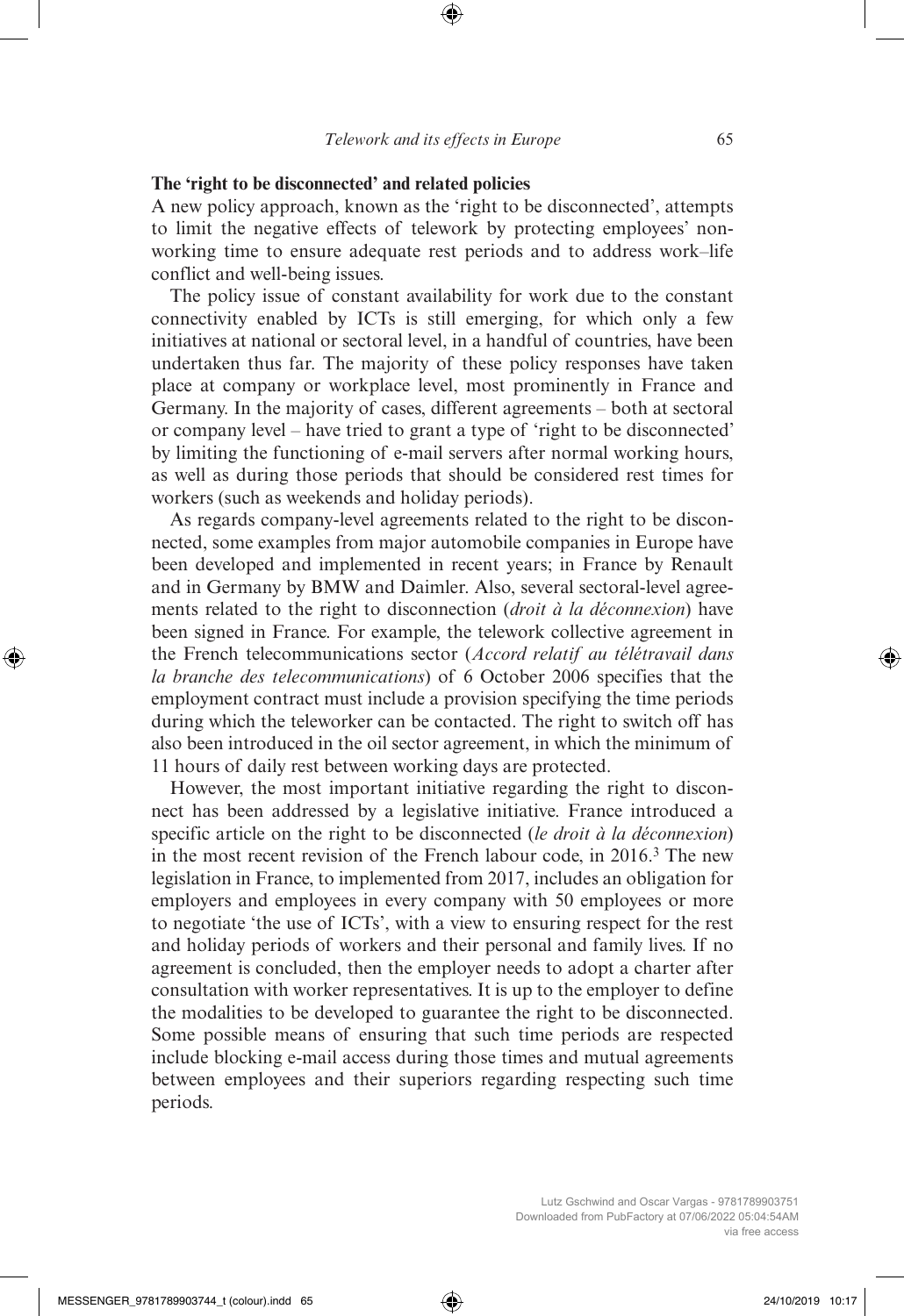### The 'right to be disconnected' and related policies

A new policy approach, known as the 'right to be disconnected', attempts to limit the negative effects of telework by protecting employees' non-working time to ensure adequate rest periods and to address work–life conflict and well-being issues.

The policy issue of constant availability for work due to the constant connectivity enabled by ICTs is still emerging, for which only a few initiatives at national or sectoral level, in a handful of countries, have been undertaken thus far. The majority of these policy responses have taken place at company or workplace level, most prominently in France and Germany. In the majority of cases, different agreements – both at sectoral or company level – have tried to grant a type of 'right to be disconnected' by limiting the functioning of e-mail servers after normal working hours, as well as during those periods that should be considered rest times for workers (such as weekends and holiday periods).

As regards company-level agreements related to the right to be disconnected, some examples from major automobile companies in Europe have been developed and implemented in recent years; in France by Renault and in Germany by BMW and Daimler. Also, several sectoral-level agreements related to the right to disconnection (*droit à la déconnexion*) have been signed in France. For example, the telework collective agreement in the French telecommunications sector (*Accord relatif au télétravail dans la branche des telecommunications*) of 6 October 2006 specifies that the employment contract must include a provision specifying the time periods during which the teleworker can be contacted. The right to switch off has also been introduced in the oil sector agreement, in which the minimum of 11 hours of daily rest between working days are protected.

However, the most important initiative regarding the right to disconnect has been addressed by a legislative initiative. France introduced a specific article on the right to be disconnected (*le droit à la déconnexion*) in the most recent revision of the French labour code, in 2016.[3] The new legislation in France, to implemented from 2017, includes an obligation for employers and employees in every company with 50 employees or more to negotiate 'the use of ICTs', with a view to ensuring respect for the rest and holiday periods of workers and their personal and family lives. If no agreement is concluded, then the employer needs to adopt a charter after consultation with worker representatives. It is up to the employer to define the modalities to be developed to guarantee the right to be disconnected. Some possible means of ensuring that such time periods are respected include blocking e-mail access during those times and mutual agreements between employees and their superiors regarding respecting such time periods.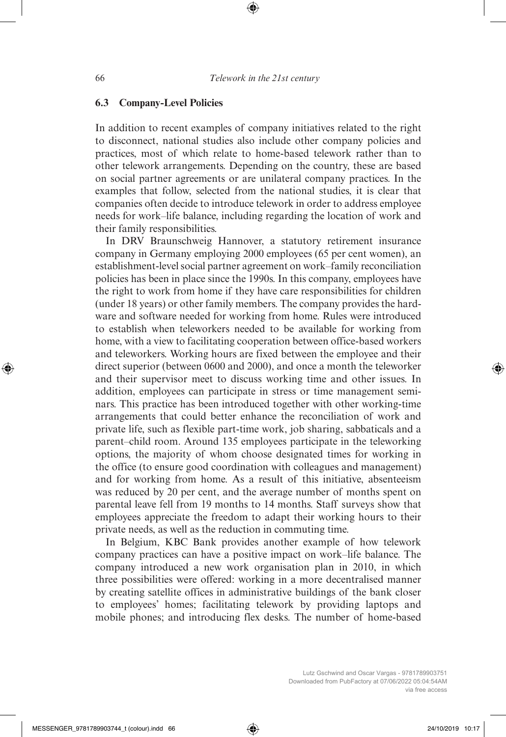### 6.3 Company-Level Policies

In addition to recent examples of company initiatives related to the right to disconnect, national studies also include other company policies and practices, most of which relate to home-based telework rather than to other telework arrangements. Depending on the country, these are based on social partner agreements or are unilateral company practices. In the examples that follow, selected from the national studies, it is clear that companies often decide to introduce telework in order to address employee needs for work–life balance, including regarding the location of work and their family responsibilities.

In DRV Braunschweig Hannover, a statutory retirement insurance company in Germany employing 2000 employees (65 per cent women), an establishment-level social partner agreement on work–family reconciliation policies has been in place since the 1990s. In this company, employees have the right to work from home if they have care responsibilities for children (under 18 years) or other family members. The company provides the hardware and software needed for working from home. Rules were introduced to establish when teleworkers needed to be available for working from home, with a view to facilitating cooperation between office-based workers and teleworkers. Working hours are fixed between the employee and their direct superior (between 0600 and 2000), and once a month the teleworker and their supervisor meet to discuss working time and other issues. In addition, employees can participate in stress or time management seminars. This practice has been introduced together with other working-time arrangements that could better enhance the reconciliation of work and private life, such as flexible part-time work, job sharing, sabbaticals and a parent–child room. Around 135 employees participate in the teleworking options, the majority of whom choose designated times for working in the office (to ensure good coordination with colleagues and management) and for working from home. As a result of this initiative, absenteeism was reduced by 20 per cent, and the average number of months spent on parental leave fell from 19 months to 14 months. Staff surveys show that employees appreciate the freedom to adapt their working hours to their private needs, as well as the reduction in commuting time.

In Belgium, KBC Bank provides another example of how telework company practices can have a positive impact on work–life balance. The company introduced a new work organisation plan in 2010, in which three possibilities were offered: working in a more decentralised manner by creating satellite offices in administrative buildings of the bank closer to employees' homes; facilitating telework by providing laptops and mobile phones; and introducing flex desks. The number of home-based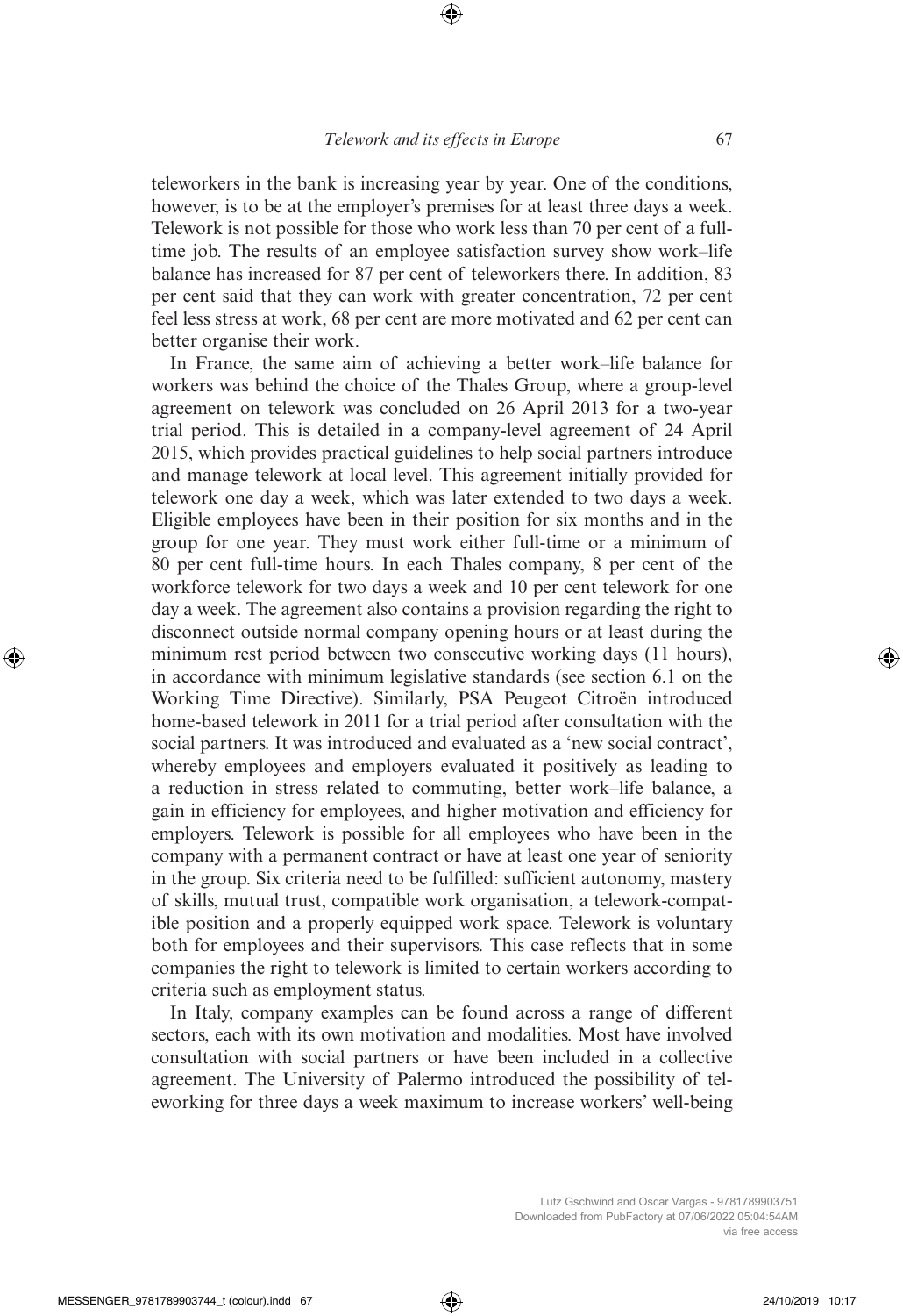teleworkers in the bank is increasing year by year. One of the conditions, however, is to be at the employer's premises for at least three days a week. Telework is not possible for those who work less than 70 per cent of a full-time job. The results of an employee satisfaction survey show work–life balance has increased for 87 per cent of teleworkers there. In addition, 83 per cent said that they can work with greater concentration, 72 per cent feel less stress at work, 68 per cent are more motivated and 62 per cent can better organise their work.

In France, the same aim of achieving a better work–life balance for workers was behind the choice of the Thales Group, where a group-level agreement on telework was concluded on 26 April 2013 for a two-year trial period. This is detailed in a company-level agreement of 24 April 2015, which provides practical guidelines to help social partners introduce and manage telework at local level. This agreement initially provided for telework one day a week, which was later extended to two days a week. Eligible employees have been in their position for six months and in the group for one year. They must work either full-time or a minimum of 80 per cent full-time hours. In each Thales company, 8 per cent of the workforce telework for two days a week and 10 per cent telework for one day a week. The agreement also contains a provision regarding the right to disconnect outside normal company opening hours or at least during the minimum rest period between two consecutive working days (11 hours), in accordance with minimum legislative standards (see section 6.1 on the Working Time Directive). Similarly, PSA Peugeot Citroën introduced home-based telework in 2011 for a trial period after consultation with the social partners. It was introduced and evaluated as a 'new social contract', whereby employees and employers evaluated it positively as leading to a reduction in stress related to commuting, better work–life balance, a gain in efficiency for employees, and higher motivation and efficiency for employers. Telework is possible for all employees who have been in the company with a permanent contract or have at least one year of seniority in the group. Six criteria need to be fulfilled: sufficient autonomy, mastery of skills, mutual trust, compatible work organisation, a telework-compatible position and a properly equipped work space. Telework is voluntary both for employees and their supervisors. This case reflects that in some companies the right to telework is limited to certain workers according to criteria such as employment status.

In Italy, company examples can be found across a range of different sectors, each with its own motivation and modalities. Most have involved consultation with social partners or have been included in a collective agreement. The University of Palermo introduced the possibility of teleworking for three days a week maximum to increase workers' well-being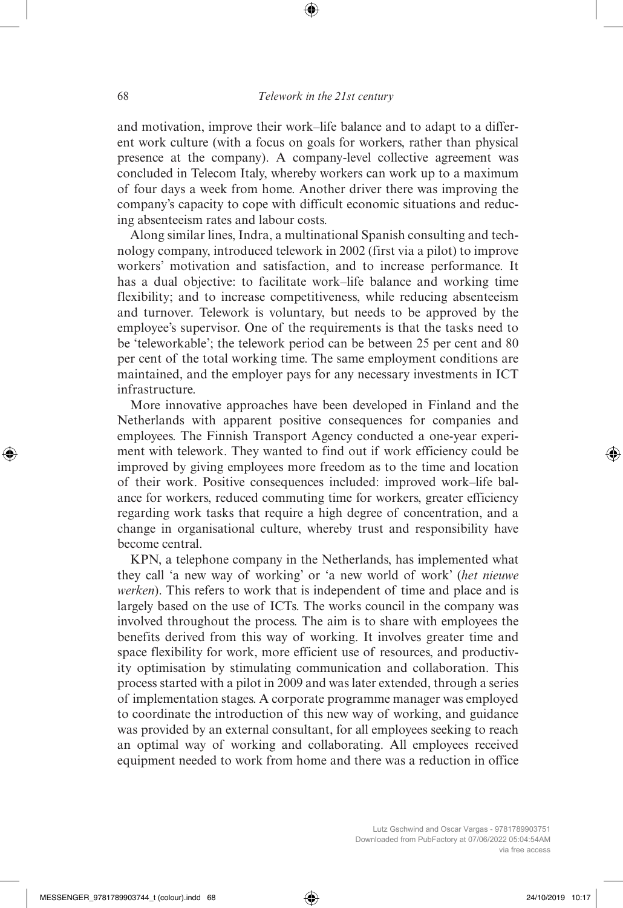and motivation, improve their work–life balance and to adapt to a different work culture (with a focus on goals for workers, rather than physical presence at the company). A company-level collective agreement was concluded in Telecom Italy, whereby workers can work up to a maximum of four days a week from home. Another driver there was improving the company's capacity to cope with difficult economic situations and reducing absenteeism rates and labour costs.

Along similar lines, Indra, a multinational Spanish consulting and technology company, introduced telework in 2002 (first via a pilot) to improve workers' motivation and satisfaction, and to increase performance. It has a dual objective: to facilitate work–life balance and working time flexibility; and to increase competitiveness, while reducing absenteeism and turnover. Telework is voluntary, but needs to be approved by the employee's supervisor. One of the requirements is that the tasks need to be 'teleworkable'; the telework period can be between 25 per cent and 80 per cent of the total working time. The same employment conditions are maintained, and the employer pays for any necessary investments in ICT infrastructure.

More innovative approaches have been developed in Finland and the Netherlands with apparent positive consequences for companies and employees. The Finnish Transport Agency conducted a one-year experiment with telework. They wanted to find out if work efficiency could be improved by giving employees more freedom as to the time and location of their work. Positive consequences included: improved work–life balance for workers, reduced commuting time for workers, greater efficiency regarding work tasks that require a high degree of concentration, and a change in organisational culture, whereby trust and responsibility have become central.

KPN, a telephone company in the Netherlands, has implemented what they call 'a new way of working' or 'a new world of work' (*het nieuwe werken*). This refers to work that is independent of time and place and is largely based on the use of ICTs. The works council in the company was involved throughout the process. The aim is to share with employees the benefits derived from this way of working. It involves greater time and space flexibility for work, more efficient use of resources, and productivity optimisation by stimulating communication and collaboration. This process started with a pilot in 2009 and was later extended, through a series of implementation stages. A corporate programme manager was employed to coordinate the introduction of this new way of working, and guidance was provided by an external consultant, for all employees seeking to reach an optimal way of working and collaborating. All employees received equipment needed to work from home and there was a reduction in office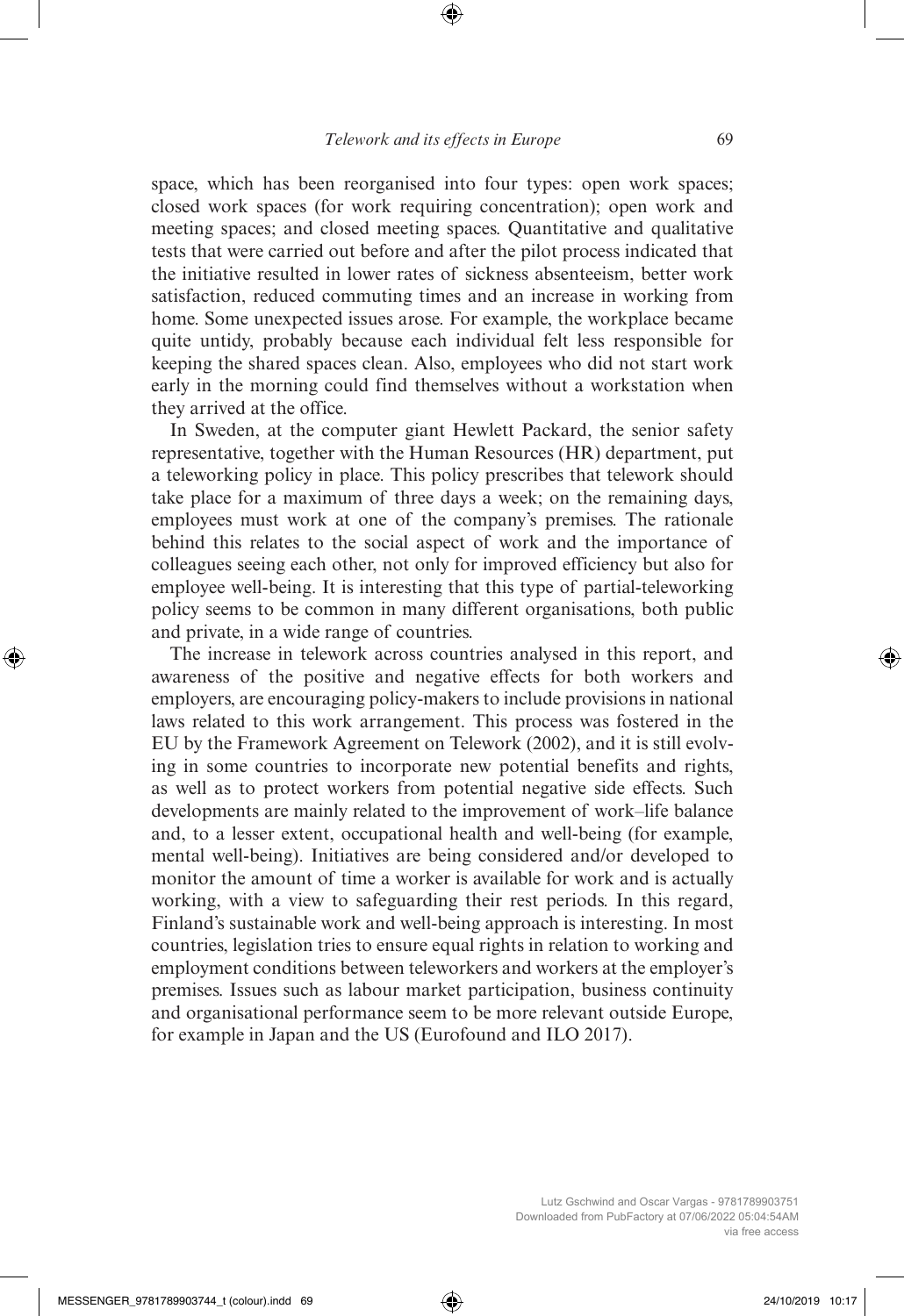space, which has been reorganised into four types: open work spaces; closed work spaces (for work requiring concentration); open work and meeting spaces; and closed meeting spaces. Quantitative and qualitative tests that were carried out before and after the pilot process indicated that the initiative resulted in lower rates of sickness absenteeism, better work satisfaction, reduced commuting times and an increase in working from home. Some unexpected issues arose. For example, the workplace became quite untidy, probably because each individual felt less responsible for keeping the shared spaces clean. Also, employees who did not start work early in the morning could find themselves without a workstation when they arrived at the office.

In Sweden, at the computer giant Hewlett Packard, the senior safety representative, together with the Human Resources (HR) department, put a teleworking policy in place. This policy prescribes that telework should take place for a maximum of three days a week; on the remaining days, employees must work at one of the company's premises. The rationale behind this relates to the social aspect of work and the importance of colleagues seeing each other, not only for improved efficiency but also for employee well-being. It is interesting that this type of partial-teleworking policy seems to be common in many different organisations, both public and private, in a wide range of countries.

The increase in telework across countries analysed in this report, and awareness of the positive and negative effects for both workers and employers, are encouraging policy-makers to include provisions in national laws related to this work arrangement. This process was fostered in the EU by the Framework Agreement on Telework (2002), and it is still evolving in some countries to incorporate new potential benefits and rights, as well as to protect workers from potential negative side effects. Such developments are mainly related to the improvement of work–life balance and, to a lesser extent, occupational health and well-being (for example, mental well-being). Initiatives are being considered and/or developed to monitor the amount of time a worker is available for work and is actually working, with a view to safeguarding their rest periods. In this regard, Finland's sustainable work and well-being approach is interesting. In most countries, legislation tries to ensure equal rights in relation to working and employment conditions between teleworkers and workers at the employer's premises. Issues such as labour market participation, business continuity and organisational performance seem to be more relevant outside Europe, for example in Japan and the US (Eurofound and ILO 2017).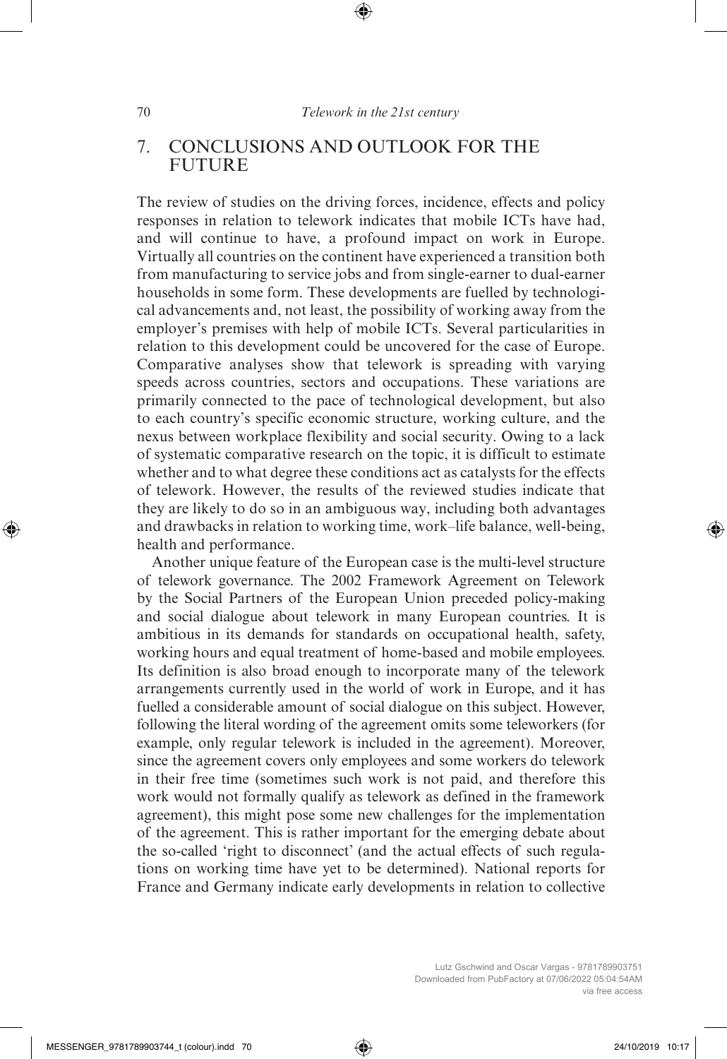## 7. CONCLUSIONS AND OUTLOOK FOR THE FUTURE

The review of studies on the driving forces, incidence, effects and policy responses in relation to telework indicates that mobile ICTs have had, and will continue to have, a profound impact on work in Europe. Virtually all countries on the continent have experienced a transition both from manufacturing to service jobs and from single-earner to dual-earner households in some form. These developments are fuelled by technological advancements and, not least, the possibility of working away from the employer's premises with help of mobile ICTs. Several particularities in relation to this development could be uncovered for the case of Europe. Comparative analyses show that telework is spreading with varying speeds across countries, sectors and occupations. These variations are primarily connected to the pace of technological development, but also to each country's specific economic structure, working culture, and the nexus between workplace flexibility and social security. Owing to a lack of systematic comparative research on the topic, it is difficult to estimate whether and to what degree these conditions act as catalysts for the effects of telework. However, the results of the reviewed studies indicate that they are likely to do so in an ambiguous way, including both advantages and drawbacks in relation to working time, work–life balance, well-being, health and performance.

Another unique feature of the European case is the multi-level structure of telework governance. The 2002 Framework Agreement on Telework by the Social Partners of the European Union preceded policy-making and social dialogue about telework in many European countries. It is ambitious in its demands for standards on occupational health, safety, working hours and equal treatment of home-based and mobile employees. Its definition is also broad enough to incorporate many of the telework arrangements currently used in the world of work in Europe, and it has fuelled a considerable amount of social dialogue on this subject. However, following the literal wording of the agreement omits some teleworkers (for example, only regular telework is included in the agreement). Moreover, since the agreement covers only employees and some workers do telework in their free time (sometimes such work is not paid, and therefore this work would not formally qualify as telework as defined in the framework agreement), this might pose some new challenges for the implementation of the agreement. This is rather important for the emerging debate about the so-called 'right to disconnect' (and the actual effects of such regulations on working time have yet to be determined). National reports for France and Germany indicate early developments in relation to collective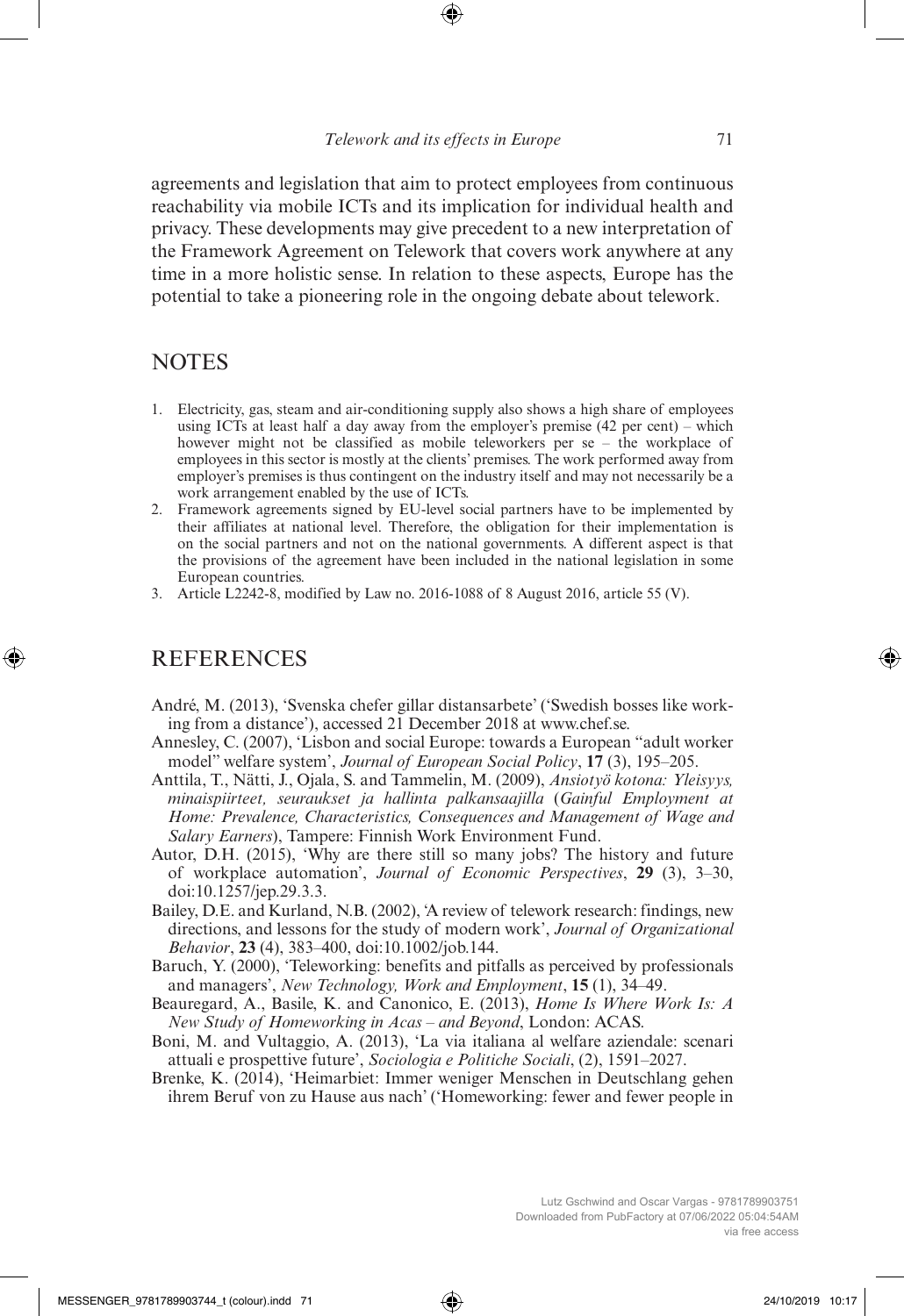agreements and legislation that aim to protect employees from continuous reachability via mobile ICTs and its implication for individual health and privacy. These developments may give precedent to a new interpretation of the Framework Agreement on Telework that covers work anywhere at any time in a more holistic sense. In relation to these aspects, Europe has the potential to take a pioneering role in the ongoing debate about telework.

## NOTES

1. Electricity, gas, steam and air-conditioning supply also shows a high share of employees using ICTs at least half a day away from the employer's premise (42 per cent) – which however might not be classified as mobile teleworkers per se – the workplace of employees in this sector is mostly at the clients' premises. The work performed away from employer's premises is thus contingent on the industry itself and may not necessarily be a work arrangement enabled by the use of ICTs.
2. Framework agreements signed by EU-level social partners have to be implemented by their affiliates at national level. Therefore, the obligation for their implementation is on the social partners and not on the national governments. A different aspect is that the provisions of the agreement have been included in the national legislation in some European countries.
3. Article L2242-8, modified by Law no. 2016-1088 of 8 August 2016, article 55 (V).

## REFERENCES

André, M. (2013), 'Svenska chefer gillar distansarbete' ('Swedish bosses like working from a distance'), accessed 21 December 2018 at www.chef.se.

Annesley, C. (2007), 'Lisbon and social Europe: towards a European "adult worker model" welfare system', *Journal of European Social Policy*, **17** (3), 195–205.

Anttila, T., Nätti, J., Ojala, S. and Tammelin, M. (2009), *Ansiotyö kotona: Yleisyys, minaispiirteet, seuraukset ja hallinta palkansaajilla* (*Gainful Employment at Home: Prevalence, Characteristics, Consequences and Management of Wage and Salary Earners*), Tampere: Finnish Work Environment Fund.

Autor, D.H. (2015), 'Why are there still so many jobs? The history and future of workplace automation', *Journal of Economic Perspectives*, **29** (3), 3–30, doi:10.1257/jep.29.3.3.

Bailey, D.E. and Kurland, N.B. (2002), 'A review of telework research: findings, new directions, and lessons for the study of modern work', *Journal of Organizational Behavior*, **23** (4), 383–400, doi:10.1002/job.144.

Baruch, Y. (2000), 'Teleworking: benefits and pitfalls as perceived by professionals and managers', *New Technology, Work and Employment*, **15** (1), 34–49.

Beauregard, A., Basile, K. and Canonico, E. (2013), *Home Is Where Work Is: A New Study of Homeworking in Acas – and Beyond*, London: ACAS.

Boni, M. and Vultaggio, A. (2013), 'La via italiana al welfare aziendale: scenari attuali e prospettive future', *Sociologia e Politiche Sociali*, (2), 1591–2027.

Brenke, K. (2014), 'Heimarbiet: Immer weniger Menschen in Deutschlang gehen ihrem Beruf von zu Hause aus nach' ('Homeworking: fewer and fewer people in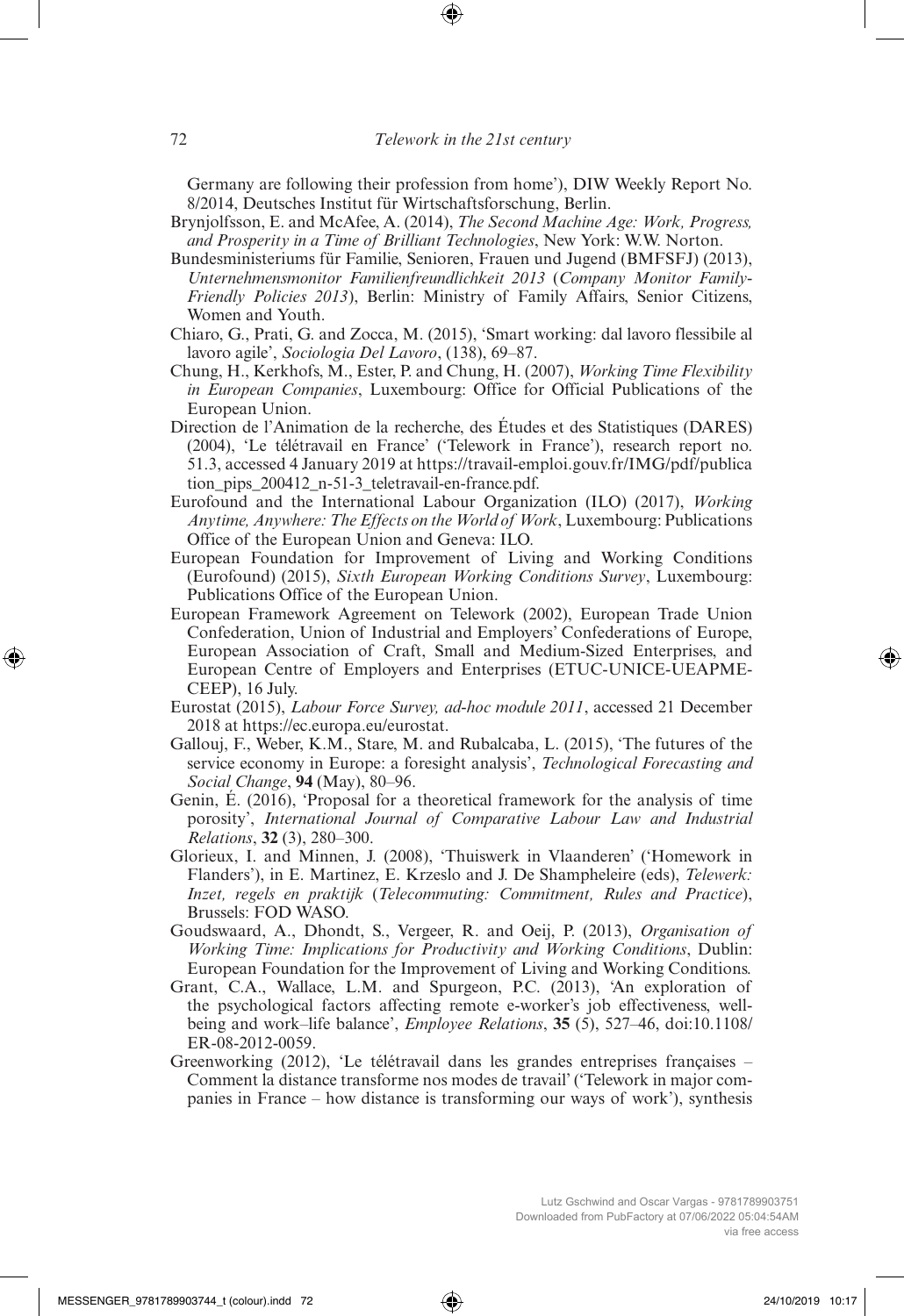Germany are following their profession from home'), DIW Weekly Report No. 8/2014, Deutsches Institut für Wirtschaftsforschung, Berlin.

Brynjolfsson, E. and McAfee, A. (2014), *The Second Machine Age: Work, Progress, and Prosperity in a Time of Brilliant Technologies*, New York: W.W. Norton.

Bundesministeriums für Familie, Senioren, Frauen und Jugend (BMFSFJ) (2013), *Unternehmensmonitor Familienfreundlichkeit 2013* (*Company Monitor Family-Friendly Policies 2013*), Berlin: Ministry of Family Affairs, Senior Citizens, Women and Youth.

Chiaro, G., Prati, G. and Zocca, M. (2015), 'Smart working: dal lavoro flessibile al lavoro agile', *Sociologia Del Lavoro*, (138), 69–87.

Chung, H., Kerkhofs, M., Ester, P. and Chung, H. (2007), *Working Time Flexibility in European Companies*, Luxembourg: Office for Official Publications of the European Union.

Direction de l'Animation de la recherche, des Études et des Statistiques (DARES) (2004), 'Le télétravail en France' ('Telework in France'), research report no. 51.3, accessed 4 January 2019 at https://travail-emploi.gouv.fr/IMG/pdf/publication_pips_200412_n-51-3_teletravail-en-france.pdf.

Eurofound and the International Labour Organization (ILO) (2017), *Working Anytime, Anywhere: The Effects on the World of Work*, Luxembourg: Publications Office of the European Union and Geneva: ILO.

European Foundation for Improvement of Living and Working Conditions (Eurofound) (2015), *Sixth European Working Conditions Survey*, Luxembourg: Publications Office of the European Union.

European Framework Agreement on Telework (2002), European Trade Union Confederation, Union of Industrial and Employers' Confederations of Europe, European Association of Craft, Small and Medium-Sized Enterprises, and European Centre of Employers and Enterprises (ETUC-UNICE-UEAPME-CEEP), 16 July.

Eurostat (2015), *Labour Force Survey, ad-hoc module 2011*, accessed 21 December 2018 at https://ec.europa.eu/eurostat.

Gallouj, F., Weber, K.M., Stare, M. and Rubalcaba, L. (2015), 'The futures of the service economy in Europe: a foresight analysis', *Technological Forecasting and Social Change*, **94** (May), 80–96.

Genin, É. (2016), 'Proposal for a theoretical framework for the analysis of time porosity', *International Journal of Comparative Labour Law and Industrial Relations*, **32** (3), 280–300.

Glorieux, I. and Minnen, J. (2008), 'Thuiswerk in Vlaanderen' ('Homework in Flanders'), in E. Martinez, E. Krzeslo and J. De Shampheleire (eds), *Telewerk: Inzet, regels en praktijk* (*Telecommuting: Commitment, Rules and Practice*), Brussels: FOD WASO.

Goudswaard, A., Dhondt, S., Vergeer, R. and Oeij, P. (2013), *Organisation of Working Time: Implications for Productivity and Working Conditions*, Dublin: European Foundation for the Improvement of Living and Working Conditions.

Grant, C.A., Wallace, L.M. and Spurgeon, P.C. (2013), 'An exploration of the psychological factors affecting remote e-worker's job effectiveness, well-being and work–life balance', *Employee Relations*, **35** (5), 527–46, doi:10.1108/ER-08-2012-0059.

Greenworking (2012), 'Le télétravail dans les grandes entreprises françaises – Comment la distance transforme nos modes de travail' ('Telework in major companies in France – how distance is transforming our ways of work'), synthesis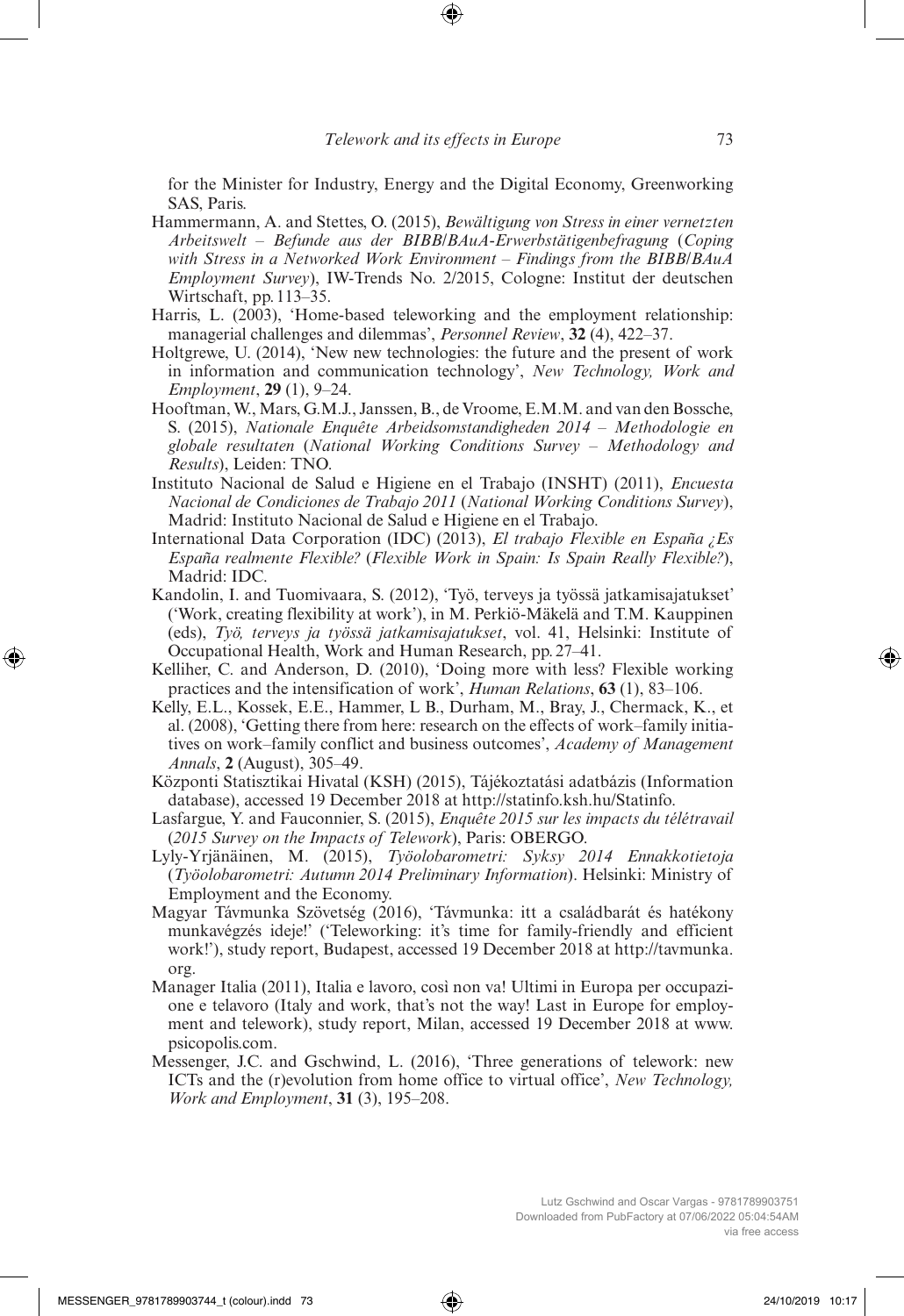for the Minister for Industry, Energy and the Digital Economy, Greenworking SAS, Paris.

Hammermann, A. and Stettes, O. (2015), *Bewältigung von Stress in einer vernetzten Arbeitswelt – Befunde aus der BIBB/BAuA-Erwerbstätigenbefragung* (*Coping with Stress in a Networked Work Environment – Findings from the BIBB/BAuA Employment Survey*), IW-Trends No. 2/2015, Cologne: Institut der deutschen Wirtschaft, pp. 113–35.

Harris, L. (2003), 'Home-based teleworking and the employment relationship: managerial challenges and dilemmas', *Personnel Review*, **32** (4), 422–37.

Holtgrewe, U. (2014), 'New new technologies: the future and the present of work in information and communication technology', *New Technology, Work and Employment*, **29** (1), 9–24.

Hooftman, W., Mars, G.M.J., Janssen, B., de Vroome, E.M.M. and van den Bossche, S. (2015), *Nationale Enquête Arbeidsomstandigheden 2014 – Methodologie en globale resultaten* (*National Working Conditions Survey – Methodology and Results*), Leiden: TNO.

Instituto Nacional de Salud e Higiene en el Trabajo (INSHT) (2011), *Encuesta Nacional de Condiciones de Trabajo 2011* (*National Working Conditions Survey*), Madrid: Instituto Nacional de Salud e Higiene en el Trabajo.

International Data Corporation (IDC) (2013), *El trabajo Flexible en España ¿Es España realmente Flexible?* (*Flexible Work in Spain: Is Spain Really Flexible?*), Madrid: IDC.

Kandolin, I. and Tuomivaara, S. (2012), 'Työ, terveys ja työssä jatkamisajatukset' ('Work, creating flexibility at work'), in M. Perkiö-Mäkelä and T.M. Kauppinen (eds), *Työ, terveys ja työssä jatkamisajatukset*, vol. 41, Helsinki: Institute of Occupational Health, Work and Human Research, pp. 27–41.

Kelliher, C. and Anderson, D. (2010), 'Doing more with less? Flexible working practices and the intensification of work', *Human Relations*, **63** (1), 83–106.

Kelly, E.L., Kossek, E.E., Hammer, L B., Durham, M., Bray, J., Chermack, K., et al. (2008), 'Getting there from here: research on the effects of work–family initiatives on work–family conflict and business outcomes', *Academy of Management Annals*, **2** (August), 305–49.

Központi Statisztikai Hivatal (KSH) (2015), Tájékoztatási adatbázis (Information database), accessed 19 December 2018 at http://statinfo.ksh.hu/Statinfo.

Lasfargue, Y. and Fauconnier, S. (2015), *Enquête 2015 sur les impacts du télétravail* (*2015 Survey on the Impacts of Telework*), Paris: OBERGO.

Lyly-Yrjänäinen, M. (2015), *Työolobarometri: Syksy 2014 Ennakkotietoja* (*Työolobarometri: Autumn 2014 Preliminary Information*). Helsinki: Ministry of Employment and the Economy.

Magyar Távmunka Szövetség (2016), 'Távmunka: itt a családbarát és hatékony munkavégzés ideje!' ('Teleworking: it's time for family-friendly and efficient work!'), study report, Budapest, accessed 19 December 2018 at http://tavmunka.org.

Manager Italia (2011), Italia e lavoro, così non va! Ultimi in Europa per occupazione e telavoro (Italy and work, that's not the way! Last in Europe for employment and telework), study report, Milan, accessed 19 December 2018 at www.psicopolis.com.

Messenger, J.C. and Gschwind, L. (2016), 'Three generations of telework: new ICTs and the (r)evolution from home office to virtual office', *New Technology, Work and Employment*, **31** (3), 195–208.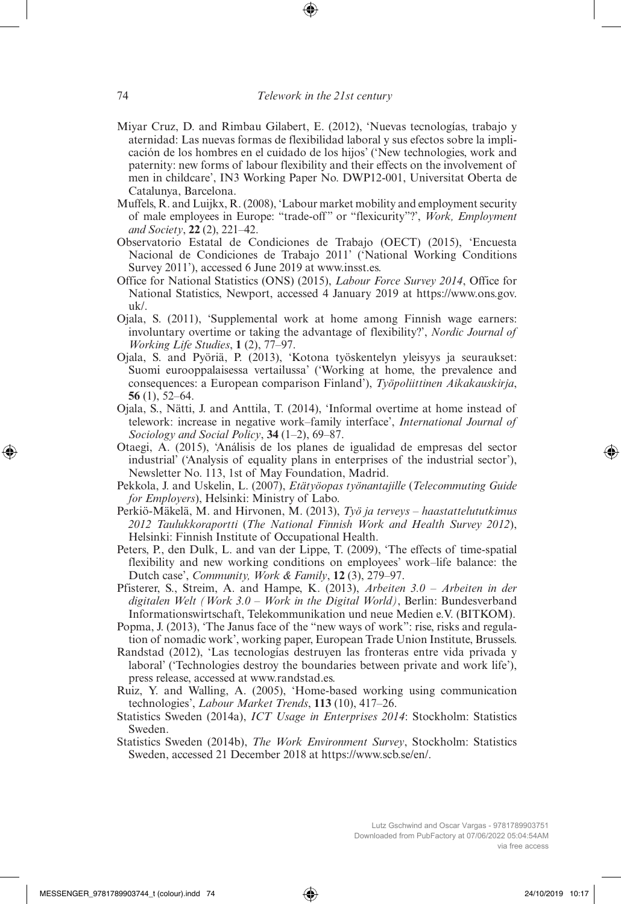Miyar Cruz, D. and Rimbau Gilabert, E. (2012), 'Nuevas tecnologías, trabajo y aternidad: Las nuevas formas de flexibilidad laboral y sus efectos sobre la implicación de los hombres en el cuidado de los hijos' ('New technologies, work and paternity: new forms of labour flexibility and their effects on the involvement of men in childcare', IN3 Working Paper No. DWP12-001, Universitat Oberta de Catalunya, Barcelona.

Muffels, R. and Luijkx, R. (2008), 'Labour market mobility and employment security of male employees in Europe: "trade-off" or "flexicurity"?', *Work, Employment and Society*, **22** (2), 221–42.

Observatorio Estatal de Condiciones de Trabajo (OECT) (2015), 'Encuesta Nacional de Condiciones de Trabajo 2011' ('National Working Conditions Survey 2011'), accessed 6 June 2019 at www.insst.es.

Office for National Statistics (ONS) (2015), *Labour Force Survey 2014*, Office for National Statistics, Newport, accessed 4 January 2019 at https://www.ons.gov.uk/.

Ojala, S. (2011), 'Supplemental work at home among Finnish wage earners: involuntary overtime or taking the advantage of flexibility?', *Nordic Journal of Working Life Studies*, **1** (2), 77–97.

Ojala, S. and Pyöriä, P. (2013), 'Kotona työskentelyn yleisyys ja seuraukset: Suomi eurooppalaisessa vertailussa' ('Working at home, the prevalence and consequences: a European comparison Finland'), *Työpoliittinen Aikakauskirja*, **56** (1), 52–64.

Ojala, S., Nätti, J. and Anttila, T. (2014), 'Informal overtime at home instead of telework: increase in negative work–family interface', *International Journal of Sociology and Social Policy*, **34** (1–2), 69–87.

Otaegi, A. (2015), 'Análisis de los planes de igualidad de empresas del sector industrial' ('Analysis of equality plans in enterprises of the industrial sector'), Newsletter No. 113, 1st of May Foundation, Madrid.

Pekkola, J. and Uskelin, L. (2007), *Etätyöopas työnantajille* (*Telecommuting Guide for Employers*), Helsinki: Ministry of Labo.

Perkiö-Mäkelä, M. and Hirvonen, M. (2013), *Työ ja terveys – haastattelututkimus 2012 Taulukkoraportti* (*The National Finnish Work and Health Survey 2012*), Helsinki: Finnish Institute of Occupational Health.

Peters, P., den Dulk, L. and van der Lippe, T. (2009), 'The effects of time-spatial flexibility and new working conditions on employees' work–life balance: the Dutch case', *Community, Work & Family*, **12** (3), 279–97.

Pfisterer, S., Streim, A. and Hampe, K. (2013), *Arbeiten 3.0 – Arbeiten in der digitalen Welt (Work 3.0 – Work in the Digital World)*, Berlin: Bundesverband Informationswirtschaft, Telekommunikation und neue Medien e.V. (BITKOM).

Popma, J. (2013), 'The Janus face of the "new ways of work": rise, risks and regulation of nomadic work', working paper, European Trade Union Institute, Brussels.

Randstad (2012), 'Las tecnologías destruyen las fronteras entre vida privada y laboral' ('Technologies destroy the boundaries between private and work life'), press release, accessed at www.randstad.es.

Ruiz, Y. and Walling, A. (2005), 'Home-based working using communication technologies', *Labour Market Trends*, **113** (10), 417–26.

Statistics Sweden (2014a), *ICT Usage in Enterprises 2014*: Stockholm: Statistics Sweden.

Statistics Sweden (2014b), *The Work Environment Survey*, Stockholm: Statistics Sweden, accessed 21 December 2018 at https://www.scb.se/en/.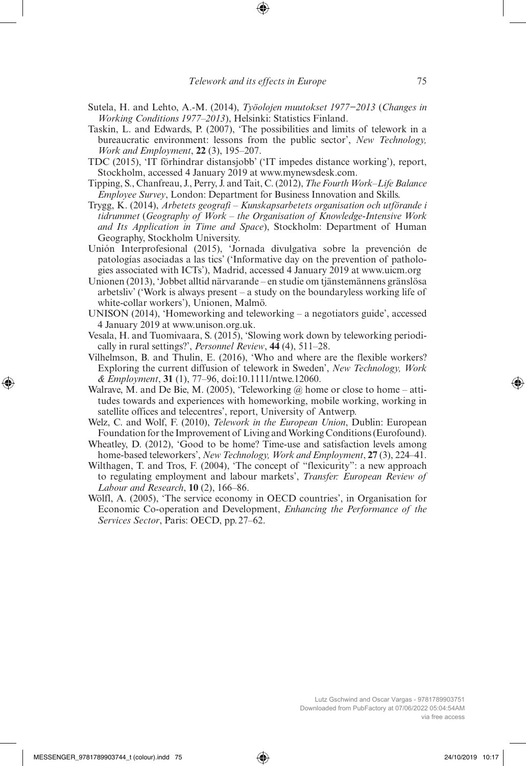Sutela, H. and Lehto, A.-M. (2014), *Työolojen muutokset 1977–2013* (*Changes in Working Conditions 1977–2013*), Helsinki: Statistics Finland.

Taskin, L. and Edwards, P. (2007), 'The possibilities and limits of telework in a bureaucratic environment: lessons from the public sector', *New Technology, Work and Employment*, **22** (3), 195–207.

TDC (2015), 'IT förhindrar distansjobb' ('IT impedes distance working'), report, Stockholm, accessed 4 January 2019 at www.mynewsdesk.com.

Tipping, S., Chanfreau, J., Perry, J. and Tait, C. (2012), *The Fourth Work–Life Balance Employee Survey*, London: Department for Business Innovation and Skills.

Trygg, K. (2014), *Arbetets geografi – Kunskapsarbetets organisation och utförande i tidrummet* (*Geography of Work – the Organisation of Knowledge-Intensive Work and Its Application in Time and Space*), Stockholm: Department of Human Geography, Stockholm University.

Unión Interprofesional (2015), 'Jornada divulgativa sobre la prevención de patologías asociadas a las tics' ('Informative day on the prevention of pathologies associated with ICTs'), Madrid, accessed 4 January 2019 at www.uicm.org

Unionen (2013), 'Jobbet alltid närvarande – en studie om tjänstemännens gränslösa arbetsliv' ('Work is always present – a study on the boundaryless working life of white-collar workers'), Unionen, Malmö.

UNISON (2014), 'Homeworking and teleworking – a negotiators guide', accessed 4 January 2019 at www.unison.org.uk.

Vesala, H. and Tuomivaara, S. (2015), 'Slowing work down by teleworking periodically in rural settings?', *Personnel Review*, **44** (4), 511–28.

Vilhelmson, B. and Thulin, E. (2016), 'Who and where are the flexible workers? Exploring the current diffusion of telework in Sweden', *New Technology, Work & Employment*, **31** (1), 77–96, doi:10.1111/ntwe.12060.

Walrave, M. and De Bie, M. (2005), 'Teleworking @ home or close to home – attitudes towards and experiences with homeworking, mobile working, working in satellite offices and telecentres', report, University of Antwerp.

Welz, C. and Wolf, F. (2010), *Telework in the European Union*, Dublin: European Foundation for the Improvement of Living and Working Conditions (Eurofound).

Wheatley, D. (2012), 'Good to be home? Time-use and satisfaction levels among home-based teleworkers', *New Technology, Work and Employment*, **27** (3), 224–41.

Wilthagen, T. and Tros, F. (2004), 'The concept of "flexicurity": a new approach to regulating employment and labour markets', *Transfer: European Review of Labour and Research*, **10** (2), 166–86.

Wölfl, A. (2005), 'The service economy in OECD countries', in Organisation for Economic Co-operation and Development, *Enhancing the Performance of the Services Sector*, Paris: OECD, pp. 27–62.